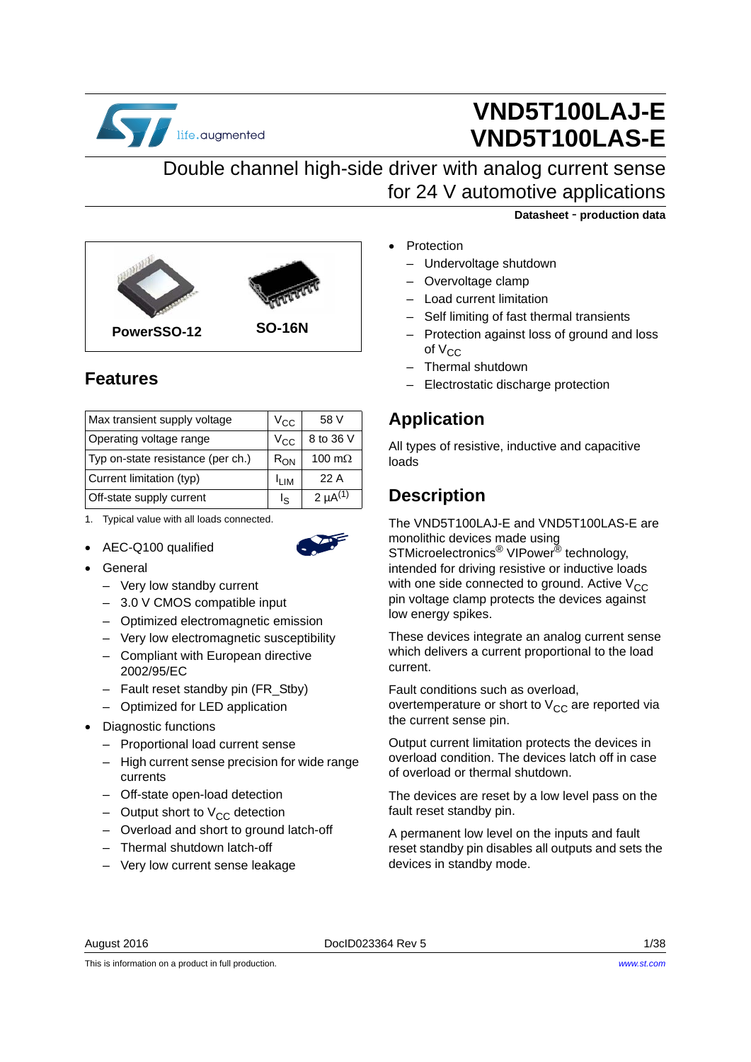# VND5T100LAJ-E
# VND5T100LAS-E

## Double channel high-side driver with analog current sense for 24 V automotive applications

**Datasheet - production data**

PowerSSO-12 SO-16N

## Features

| Max transient supply voltage | $V_{CC}$ | 58 V |
|---|---|---|
| Operating voltage range | $V_{CC}$ | 8 to 36 V |
| Typ on-state resistance (per ch.) | $R_{ON}$ | 100 mΩ |
| Current limitation (typ) | $I_{LIM}$ | 22 A |
| Off-state supply current | $I_S$ | 2 µA[(1)] |

1. Typical value with all loads connected.

- AEC-Q100 qualified
- General
  - Very low standby current
  - 3.0 V CMOS compatible input
  - Optimized electromagnetic emission
  - Very low electromagnetic susceptibility
  - Compliant with European directive 2002/95/EC
  - Fault reset standby pin (FR_Stby)
  - Optimized for LED application
- Diagnostic functions
  - Proportional load current sense
  - High current sense precision for wide range currents
  - Off-state open-load detection
  - Output short to $V_{CC}$ detection
  - Overload and short to ground latch-off
  - Thermal shutdown latch-off
  - Very low current sense leakage
- Protection
  - Undervoltage shutdown
  - Overvoltage clamp
  - Load current limitation
  - Self limiting of fast thermal transients
  - Protection against loss of ground and loss of $V_{CC}$
  - Thermal shutdown
  - Electrostatic discharge protection

## Application

All types of resistive, inductive and capacitive loads

## Description

The VND5T100LAJ-E and VND5T100LAS-E are monolithic devices made using STMicroelectronics® VIPower® technology, intended for driving resistive or inductive loads with one side connected to ground. Active $V_{CC}$ pin voltage clamp protects the devices against low energy spikes.

These devices integrate an analog current sense which delivers a current proportional to the load current.

Fault conditions such as overload, overtemperature or short to $V_{CC}$ are reported via the current sense pin.

Output current limitation protects the devices in overload condition. The devices latch off in case of overload or thermal shutdown.

The devices are reset by a low level pass on the fault reset standby pin.

A permanent low level on the inputs and fault reset standby pin disables all outputs and sets the devices in standby mode.

This is information on a product in full production.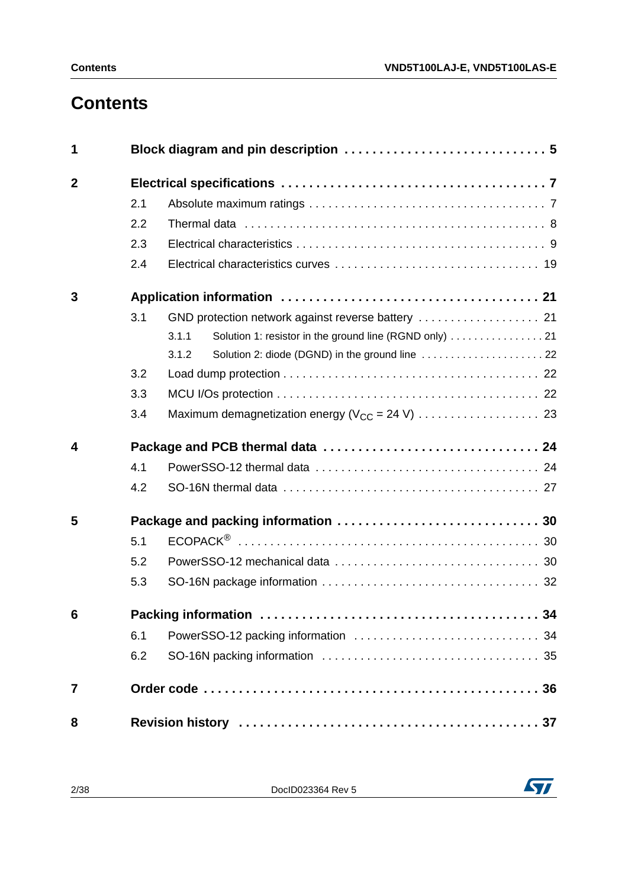# Contents

**1 Block diagram and pin description . . . . . . . . . . . . . . . . . . . . . . . . . . . . 5**

**2 Electrical specifications . . . . . . . . . . . . . . . . . . . . . . . . . . . . . . . . . . . . . 7**

- 2.1 Absolute maximum ratings . . . . . . . . . . . . . . . . . . . . . . . . . . . . . . . . . . . 7
- 2.2 Thermal data . . . . . . . . . . . . . . . . . . . . . . . . . . . . . . . . . . . . . . . . . . . . . 8
- 2.3 Electrical characteristics . . . . . . . . . . . . . . . . . . . . . . . . . . . . . . . . . . . . . 9
- 2.4 Electrical characteristics curves . . . . . . . . . . . . . . . . . . . . . . . . . . . . . . 19

**3 Application information . . . . . . . . . . . . . . . . . . . . . . . . . . . . . . . . . . . . 21**

- 3.1 GND protection network against reverse battery . . . . . . . . . . . . . . . . . . 21
  - 3.1.1 Solution 1: resistor in the ground line (RGND only) . . . . . . . . . . . . . . . . 21
  - 3.1.2 Solution 2: diode (DGND) in the ground line . . . . . . . . . . . . . . . . . . . . . 22
- 3.2 Load dump protection . . . . . . . . . . . . . . . . . . . . . . . . . . . . . . . . . . . . . . 22
- 3.3 MCU I/Os protection . . . . . . . . . . . . . . . . . . . . . . . . . . . . . . . . . . . . . . . 22
- 3.4 Maximum demagnetization energy ($V_{CC}$ = 24 V) . . . . . . . . . . . . . . . . . . 23

**4 Package and PCB thermal data . . . . . . . . . . . . . . . . . . . . . . . . . . . . . . 24**

- 4.1 PowerSSO-12 thermal data . . . . . . . . . . . . . . . . . . . . . . . . . . . . . . . . . . 24
- 4.2 SO-16N thermal data . . . . . . . . . . . . . . . . . . . . . . . . . . . . . . . . . . . . . . 27

**5 Package and packing information . . . . . . . . . . . . . . . . . . . . . . . . . . . . 30**

- 5.1 ECOPACK® . . . . . . . . . . . . . . . . . . . . . . . . . . . . . . . . . . . . . . . . . . . . . 30
- 5.2 PowerSSO-12 mechanical data . . . . . . . . . . . . . . . . . . . . . . . . . . . . . . . 30
- 5.3 SO-16N package information . . . . . . . . . . . . . . . . . . . . . . . . . . . . . . . . . 32

**6 Packing information . . . . . . . . . . . . . . . . . . . . . . . . . . . . . . . . . . . . . . . 34**

- 6.1 PowerSSO-12 packing information . . . . . . . . . . . . . . . . . . . . . . . . . . . . 34
- 6.2 SO-16N packing information . . . . . . . . . . . . . . . . . . . . . . . . . . . . . . . . . 35

**7 Order code . . . . . . . . . . . . . . . . . . . . . . . . . . . . . . . . . . . . . . . . . . . . . . 36**

**8 Revision history . . . . . . . . . . . . . . . . . . . . . . . . . . . . . . . . . . . . . . . . . . 37**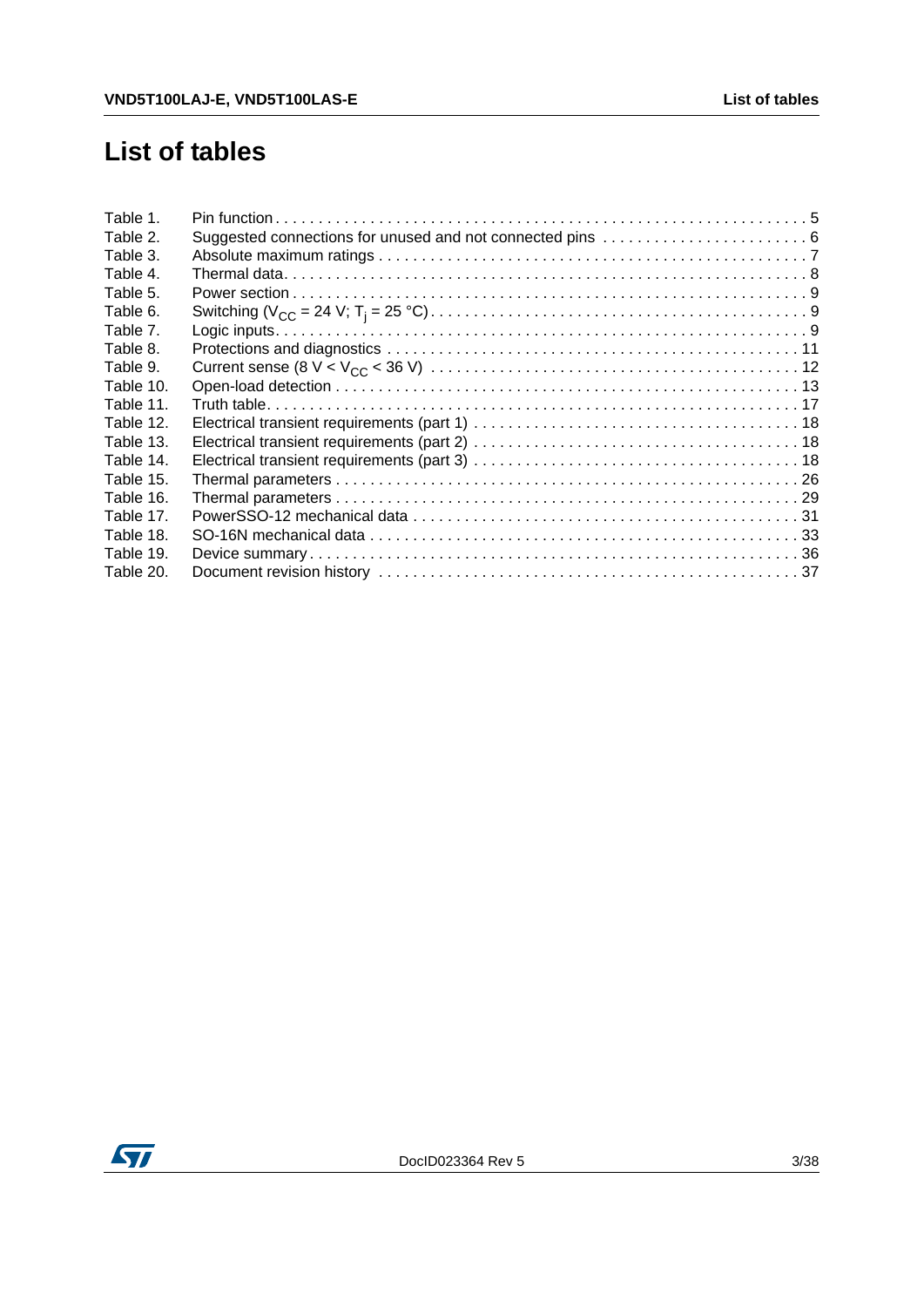# List of tables

| | | |
|---|---|---|
| Table 1. | Pin function | 5 |
| Table 2. | Suggested connections for unused and not connected pins | 6 |
| Table 3. | Absolute maximum ratings | 7 |
| Table 4. | Thermal data | 8 |
| Table 5. | Power section | 9 |
| Table 6. | Switching ($V_{CC}$ = 24 V; $T_j$ = 25 °C) | 9 |
| Table 7. | Logic inputs | 9 |
| Table 8. | Protections and diagnostics | 11 |
| Table 9. | Current sense (8 V < $V_{CC}$ < 36 V) | 12 |
| Table 10. | Open-load detection | 13 |
| Table 11. | Truth table | 17 |
| Table 12. | Electrical transient requirements (part 1) | 18 |
| Table 13. | Electrical transient requirements (part 2) | 18 |
| Table 14. | Electrical transient requirements (part 3) | 18 |
| Table 15. | Thermal parameters | 26 |
| Table 16. | Thermal parameters | 29 |
| Table 17. | PowerSSO-12 mechanical data | 31 |
| Table 18. | SO-16N mechanical data | 33 |
| Table 19. | Device summary | 36 |
| Table 20. | Document revision history | 37 |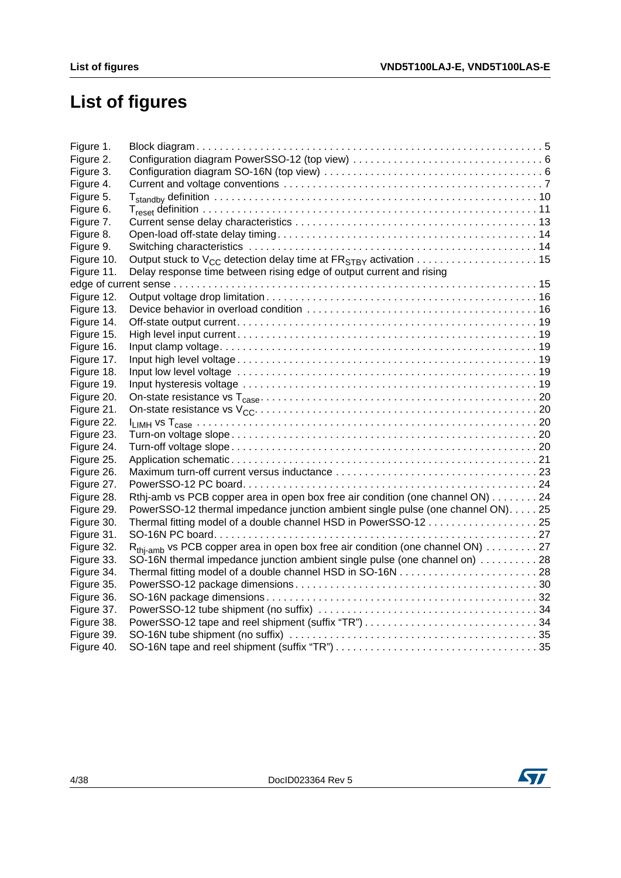# List of figures

Figure 1. Block diagram . . . . . . . . . . . . . . . . . . . . . . . . . . . . . . . . . . . . . . . . . . . . . . . . . . . . . . . . . . . 5
Figure 2. Configuration diagram PowerSSO-12 (top view) . . . . . . . . . . . . . . . . . . . . . . . . . . . . . . . . . 6
Figure 3. Configuration diagram SO-16N (top view) . . . . . . . . . . . . . . . . . . . . . . . . . . . . . . . . . . . . . . 6
Figure 4. Current and voltage conventions . . . . . . . . . . . . . . . . . . . . . . . . . . . . . . . . . . . . . . . . . . . . . 7
Figure 5. $T_{standby}$ definition . . . . . . . . . . . . . . . . . . . . . . . . . . . . . . . . . . . . . . . . . . . . . . . . . . . . . . . 10
Figure 6. $T_{reset}$ definition . . . . . . . . . . . . . . . . . . . . . . . . . . . . . . . . . . . . . . . . . . . . . . . . . . . . . . . . . 11
Figure 7. Current sense delay characteristics . . . . . . . . . . . . . . . . . . . . . . . . . . . . . . . . . . . . . . . . . . 13
Figure 8. Open-load off-state delay timing . . . . . . . . . . . . . . . . . . . . . . . . . . . . . . . . . . . . . . . . . . . . . 14
Figure 9. Switching characteristics . . . . . . . . . . . . . . . . . . . . . . . . . . . . . . . . . . . . . . . . . . . . . . . . . . 14
Figure 10. Output stuck to $V_{CC}$ detection delay time at $FR_{STBY}$ activation . . . . . . . . . . . . . . . . . . . . . 15
Figure 11. Delay response time between rising edge of output current and rising edge of current sense . . . . . . . . . . . . . . . . . . . . . . . . . . . . . . . . . . . . . . . . . . . . . . . . . . . . . . . . . . . . . 15
Figure 12. Output voltage drop limitation . . . . . . . . . . . . . . . . . . . . . . . . . . . . . . . . . . . . . . . . . . . . . . 16
Figure 13. Device behavior in overload condition . . . . . . . . . . . . . . . . . . . . . . . . . . . . . . . . . . . . . . . . 16
Figure 14. Off-state output current . . . . . . . . . . . . . . . . . . . . . . . . . . . . . . . . . . . . . . . . . . . . . . . . . . . . 19
Figure 15. High level input current . . . . . . . . . . . . . . . . . . . . . . . . . . . . . . . . . . . . . . . . . . . . . . . . . . . . 19
Figure 16. Input clamp voltage . . . . . . . . . . . . . . . . . . . . . . . . . . . . . . . . . . . . . . . . . . . . . . . . . . . . . . . 19
Figure 17. Input high level voltage . . . . . . . . . . . . . . . . . . . . . . . . . . . . . . . . . . . . . . . . . . . . . . . . . . . . 19
Figure 18. Input low level voltage . . . . . . . . . . . . . . . . . . . . . . . . . . . . . . . . . . . . . . . . . . . . . . . . . . . . 19
Figure 19. Input hysteresis voltage . . . . . . . . . . . . . . . . . . . . . . . . . . . . . . . . . . . . . . . . . . . . . . . . . . . 19
Figure 20. On-state resistance vs $T_{case}$ . . . . . . . . . . . . . . . . . . . . . . . . . . . . . . . . . . . . . . . . . . . . . . . . 20
Figure 21. On-state resistance vs $V_{CC}$ . . . . . . . . . . . . . . . . . . . . . . . . . . . . . . . . . . . . . . . . . . . . . . . . . 20
Figure 22. $I_{LIMH}$ vs $T_{case}$ . . . . . . . . . . . . . . . . . . . . . . . . . . . . . . . . . . . . . . . . . . . . . . . . . . . . . . . . . . . 20
Figure 23. Turn-on voltage slope . . . . . . . . . . . . . . . . . . . . . . . . . . . . . . . . . . . . . . . . . . . . . . . . . . . . . 20
Figure 24. Turn-off voltage slope . . . . . . . . . . . . . . . . . . . . . . . . . . . . . . . . . . . . . . . . . . . . . . . . . . . . . 20
Figure 25. Application schematic . . . . . . . . . . . . . . . . . . . . . . . . . . . . . . . . . . . . . . . . . . . . . . . . . . . . . 21
Figure 26. Maximum turn-off current versus inductance . . . . . . . . . . . . . . . . . . . . . . . . . . . . . . . . . . . 23
Figure 27. PowerSSO-12 PC board . . . . . . . . . . . . . . . . . . . . . . . . . . . . . . . . . . . . . . . . . . . . . . . . . . . 24
Figure 28. Rthj-amb vs PCB copper area in open box free air condition (one channel ON) . . . . . . . . 24
Figure 29. PowerSSO-12 thermal impedance junction ambient single pulse (one channel ON) . . . . . 25
Figure 30. Thermal fitting model of a double channel HSD in PowerSSO-12 . . . . . . . . . . . . . . . . . . . 25
Figure 31. SO-16N PC board . . . . . . . . . . . . . . . . . . . . . . . . . . . . . . . . . . . . . . . . . . . . . . . . . . . . . . . . 27
Figure 32. $R_{thj\text{-}amb}$ vs PCB copper area in open box free air condition (one channel ON) . . . . . . . . . 27
Figure 33. SO-16N thermal impedance junction ambient single pulse (one channel on) . . . . . . . . . . 28
Figure 34. Thermal fitting model of a double channel HSD in SO-16N . . . . . . . . . . . . . . . . . . . . . . . . 28
Figure 35. PowerSSO-12 package dimensions . . . . . . . . . . . . . . . . . . . . . . . . . . . . . . . . . . . . . . . . . . 30
Figure 36. SO-16N package dimensions . . . . . . . . . . . . . . . . . . . . . . . . . . . . . . . . . . . . . . . . . . . . . . . 32
Figure 37. PowerSSO-12 tube shipment (no suffix) . . . . . . . . . . . . . . . . . . . . . . . . . . . . . . . . . . . . . . 34
Figure 38. PowerSSO-12 tape and reel shipment (suffix “TR”) . . . . . . . . . . . . . . . . . . . . . . . . . . . . . . 34
Figure 39. SO-16N tube shipment (no suffix) . . . . . . . . . . . . . . . . . . . . . . . . . . . . . . . . . . . . . . . . . . . 35
Figure 40. SO-16N tape and reel shipment (suffix “TR”) . . . . . . . . . . . . . . . . . . . . . . . . . . . . . . . . . . 35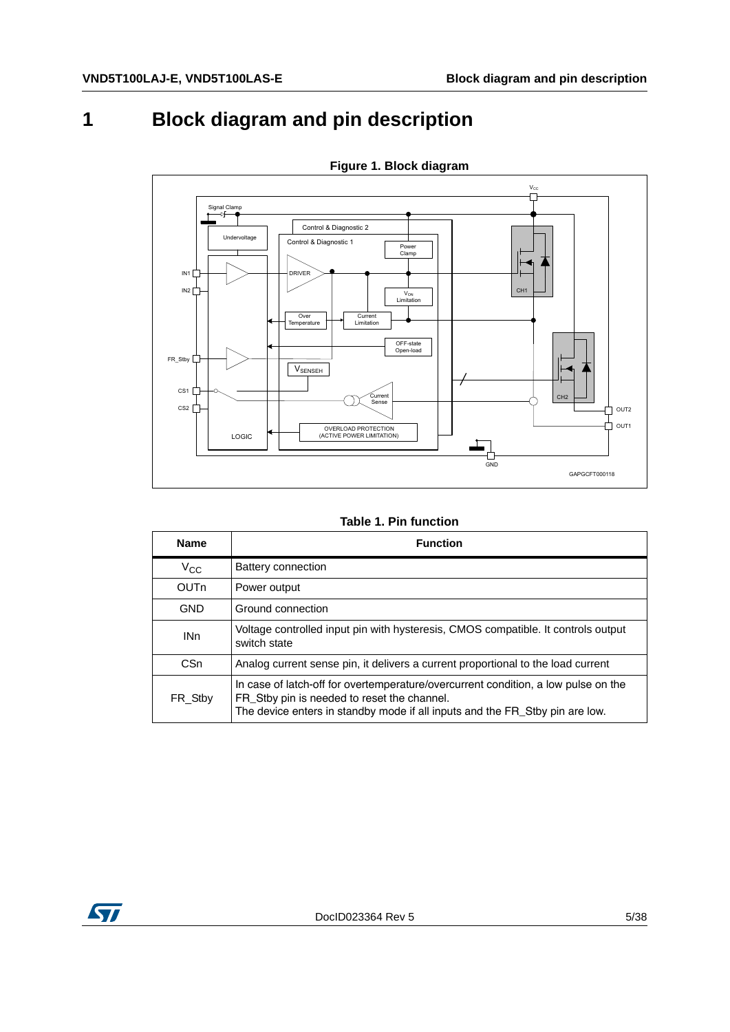# 1 Block diagram and pin description

**Figure 1. Block diagram**

**Table 1. Pin function**

| Name | Function |
|---|---|
| $V_{CC}$ | Battery connection |
| OUTn | Power output |
| GND | Ground connection |
| INn | Voltage controlled input pin with hysteresis, CMOS compatible. It controls output switch state |
| CSn | Analog current sense pin, it delivers a current proportional to the load current |
| FR_Stby | In case of latch-off for overtemperature/overcurrent condition, a low pulse on the FR_Stby pin is needed to reset the channel. The device enters in standby mode if all inputs and the FR_Stby pin are low. |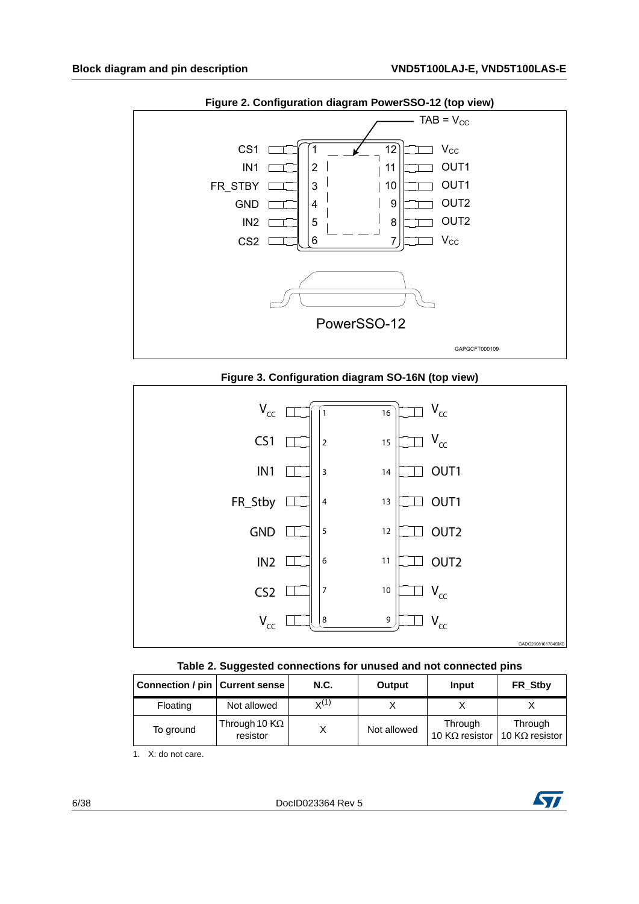**Figure 2. Configuration diagram PowerSSO-12 (top view)**

| Pin | Name | Pin | Name |
|---|---|---|---|
| 1 | CS1 | 12 | $V_{CC}$ |
| 2 | IN1 | 11 | OUT1 |
| 3 | FR_STBY | 10 | OUT1 |
| 4 | GND | 9 | OUT2 |
| 5 | IN2 | 8 | OUT2 |
| 6 | CS2 | 7 | $V_{CC}$ |

TAB = $V_{CC}$

PowerSSO-12

GAPGCFT000109

**Figure 3. Configuration diagram SO-16N (top view)**

| Pin | Name | Pin | Name |
|---|---|---|---|
| 1 | $V_{CC}$ | 16 | $V_{CC}$ |
| 2 | CS1 | 15 | $V_{CC}$ |
| 3 | IN1 | 14 | OUT1 |
| 4 | FR_Stby | 13 | OUT1 |
| 5 | GND | 12 | OUT2 |
| 6 | IN2 | 11 | OUT2 |
| 7 | CS2 | 10 | $V_{CC}$ |
| 8 | $V_{CC}$ | 9 | $V_{CC}$ |

GADG2308161704SMD

**Table 2. Suggested connections for unused and not connected pins**

| Connection / pin | Current sense | N.C. | Output | Input | FR_Stby |
|---|---|---|---|---|---|
| Floating | Not allowed | X[1] | X | X | X |
| To ground | Through 10 KΩ resistor | X | Not allowed | Through 10 KΩ resistor | Through 10 KΩ resistor |

1. X: do not care.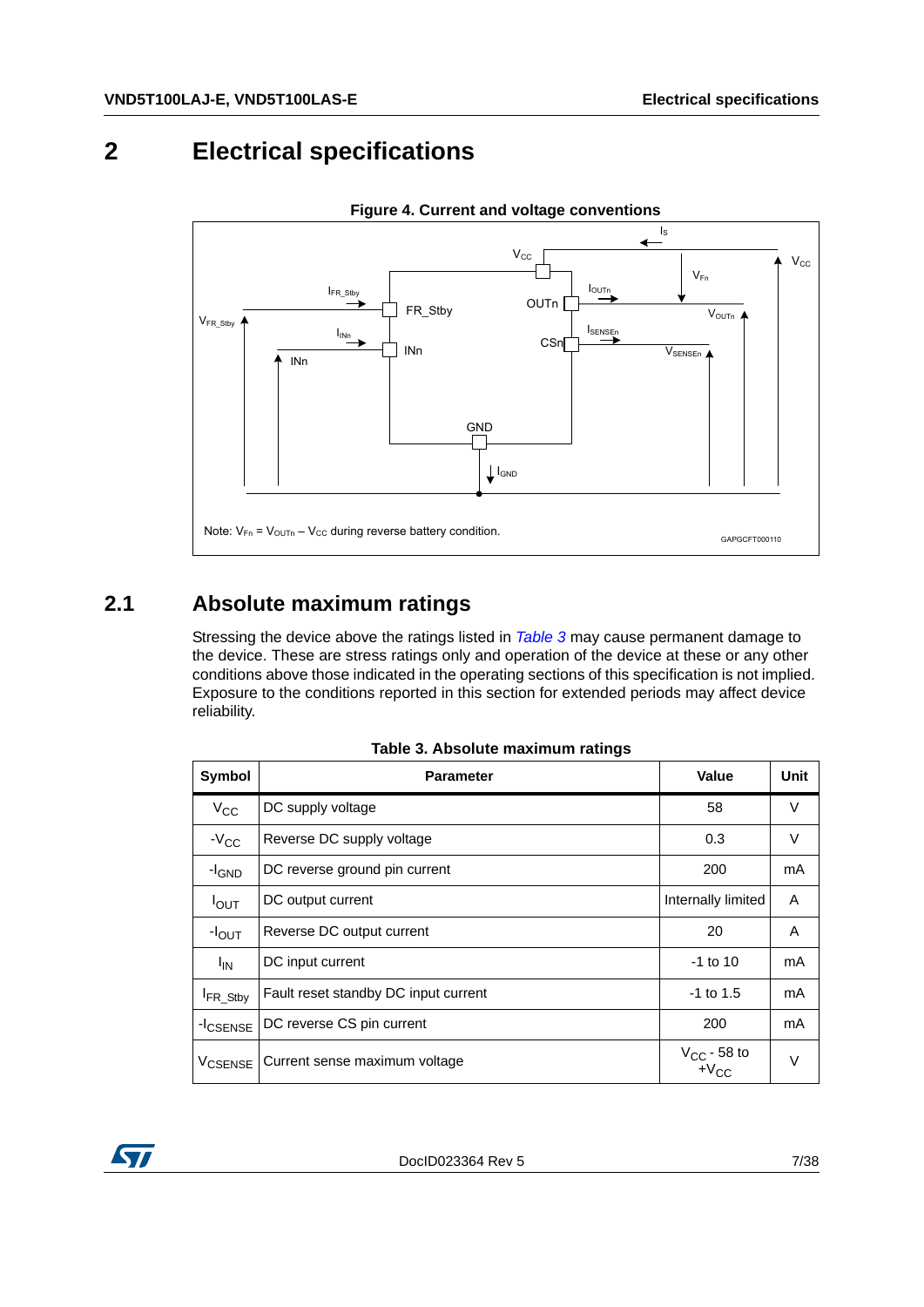# 2 Electrical specifications

**Figure 4. Current and voltage conventions**

Note: $V_{Fn} = V_{OUTn} - V_{CC}$ during reverse battery condition.

## 2.1 Absolute maximum ratings

Stressing the device above the ratings listed in *Table 3* may cause permanent damage to the device. These are stress ratings only and operation of the device at these or any other conditions above those indicated in the operating sections of this specification is not implied. Exposure to the conditions reported in this section for extended periods may affect device reliability.

**Table 3. Absolute maximum ratings**

| Symbol | Parameter | Value | Unit |
|---|---|---|---|
| $V_{CC}$ | DC supply voltage | 58 | V |
| $-V_{CC}$ | Reverse DC supply voltage | 0.3 | V |
| $-I_{GND}$ | DC reverse ground pin current | 200 | mA |
| $I_{OUT}$ | DC output current | Internally limited | A |
| $-I_{OUT}$ | Reverse DC output current | 20 | A |
| $I_{IN}$ | DC input current | -1 to 10 | mA |
| $I_{FR\_Stby}$ | Fault reset standby DC input current | -1 to 1.5 | mA |
| $-I_{CSENSE}$ | DC reverse CS pin current | 200 | mA |
| $V_{CSENSE}$ | Current sense maximum voltage | $V_{CC}$ - 58 to $+V_{CC}$ | V |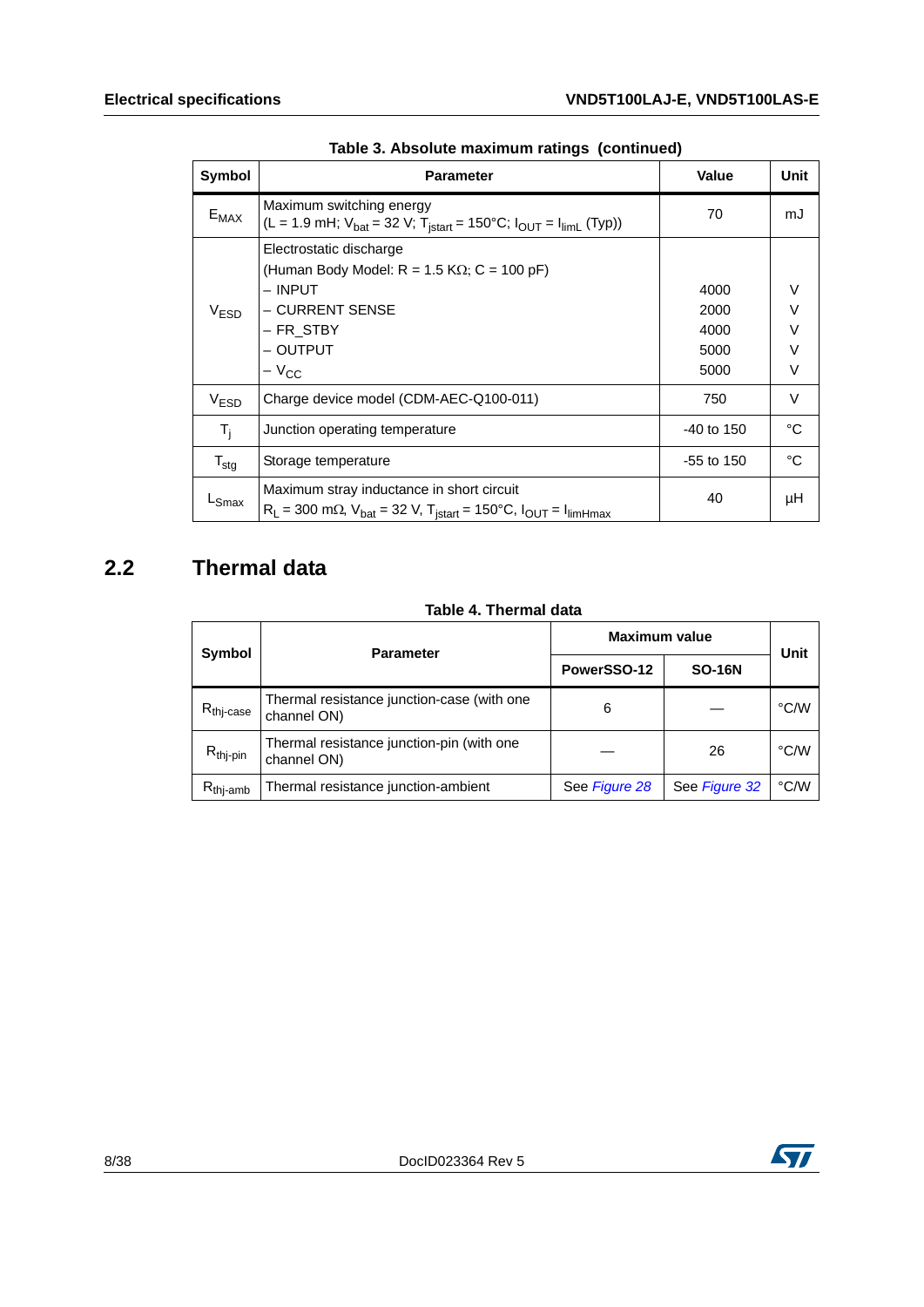**Table 3. Absolute maximum ratings (continued)**

| Symbol | Parameter | Value | Unit |
|---|---|---|---|
| $E_{MAX}$ | Maximum switching energy<br>($L$ = 1.9 mH; $V_{bat}$ = 32 V; $T_{jstart}$ = 150°C; $I_{OUT}$ = $I_{limL}$ (Typ)) | 70 | mJ |
| $V_{ESD}$ | Electrostatic discharge<br>(Human Body Model: R = 1.5 KΩ; C = 100 pF)<br>– INPUT<br>– CURRENT SENSE<br>– FR_STBY<br>– OUTPUT<br>– $V_{CC}$ | <br><br>4000<br>2000<br>4000<br>5000<br>5000 | <br><br>V<br>V<br>V<br>V<br>V |
| $V_{ESD}$ | Charge device model (CDM-AEC-Q100-011) | 750 | V |
| $T_j$ | Junction operating temperature | -40 to 150 | °C |
| $T_{stg}$ | Storage temperature | -55 to 150 | °C |
| $L_{Smax}$ | Maximum stray inductance in short circuit<br>$R_L$ = 300 mΩ, $V_{bat}$ = 32 V, $T_{jstart}$ = 150°C, $I_{OUT}$ = $I_{limHmax}$ | 40 | µH |

## 2.2 Thermal data

**Table 4. Thermal data**

| Symbol | Parameter | Maximum value | | Unit |
|---|---|---|---|---|
| | | PowerSSO-12 | SO-16N | |
| $R_{thj\text{-}case}$ | Thermal resistance junction-case (with one channel ON) | 6 | — | °C/W |
| $R_{thj\text{-}pin}$ | Thermal resistance junction-pin (with one channel ON) | — | 26 | °C/W |
| $R_{thj\text{-}amb}$ | Thermal resistance junction-ambient | See *Figure 28* | See *Figure 32* | °C/W |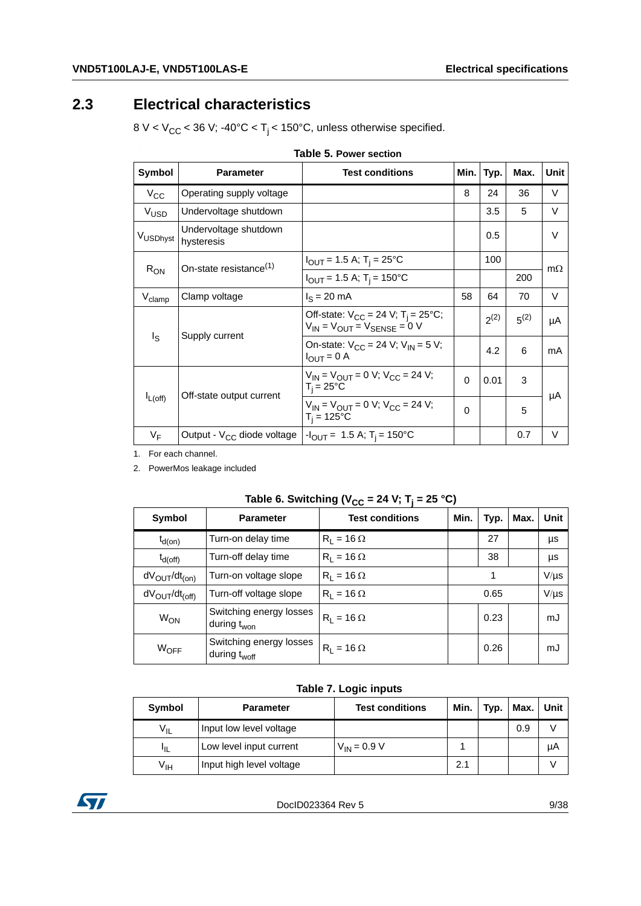## 2.3 Electrical characteristics

8 V < $V_{CC}$ < 36 V; -40°C < $T_j$ < 150°C, unless otherwise specified.

**Table 5. Power section**

| Symbol | Parameter | Test conditions | Min. | Typ. | Max. | Unit |
|---|---|---|---|---|---|---|
| $V_{CC}$ | Operating supply voltage | | 8 | 24 | 36 | V |
| $V_{USD}$ | Undervoltage shutdown | | | 3.5 | 5 | V |
| $V_{USDhyst}$ | Undervoltage shutdown hysteresis | | | 0.5 | | V |
| $R_{ON}$ | On-state resistance[1] | $I_{OUT}$ = 1.5 A; $T_j$ = 25°C | | 100 | | mΩ |
| | | $I_{OUT}$ = 1.5 A; $T_j$ = 150°C | | | 200 | |
| $V_{clamp}$ | Clamp voltage | $I_S$ = 20 mA | 58 | 64 | 70 | V |
| $I_S$ | Supply current | Off-state: $V_{CC}$ = 24 V; $T_j$ = 25°C; $V_{IN}$ = $V_{OUT}$ = $V_{SENSE}$ = 0 V | | 2[2] | 5[2] | µA |
| | | On-state: $V_{CC}$ = 24 V; $V_{IN}$ = 5 V; $I_{OUT}$ = 0 A | | 4.2 | 6 | mA |
| $I_{L(off)}$ | Off-state output current | $V_{IN}$ = $V_{OUT}$ = 0 V; $V_{CC}$ = 24 V; $T_j$ = 25°C | 0 | 0.01 | 3 | µA |
| | | $V_{IN}$ = $V_{OUT}$ = 0 V; $V_{CC}$ = 24 V; $T_j$ = 125°C | 0 | | 5 | |
| $V_F$ | Output - $V_{CC}$ diode voltage | -$I_{OUT}$ = 1.5 A; $T_j$ = 150°C | | | 0.7 | V |

1. For each channel.
2. PowerMos leakage included

**Table 6. Switching ($V_{CC}$ = 24 V; $T_j$ = 25 °C)**

| Symbol | Parameter | Test conditions | Min. | Typ. | Max. | Unit |
|---|---|---|---|---|---|---|
| $t_{d(on)}$ | Turn-on delay time | $R_L$ = 16 Ω | | 27 | | µs |
| $t_{d(off)}$ | Turn-off delay time | $R_L$ = 16 Ω | | 38 | | µs |
| $dV_{OUT}/dt_{(on)}$ | Turn-on voltage slope | $R_L$ = 16 Ω | | 1 | | V/µs |
| $dV_{OUT}/dt_{(off)}$ | Turn-off voltage slope | $R_L$ = 16 Ω | | 0.65 | | V/µs |
| $W_{ON}$ | Switching energy losses during $t_{won}$ | $R_L$ = 16 Ω | | 0.23 | | mJ |
| $W_{OFF}$ | Switching energy losses during $t_{woff}$ | $R_L$ = 16 Ω | | 0.26 | | mJ |

**Table 7. Logic inputs**

| Symbol | Parameter | Test conditions | Min. | Typ. | Max. | Unit |
|---|---|---|---|---|---|---|
| $V_{IL}$ | Input low level voltage | | | | 0.9 | V |
| $I_{IL}$ | Low level input current | $V_{IN}$ = 0.9 V | 1 | | | µA |
| $V_{IH}$ | Input high level voltage | | 2.1 | | | V |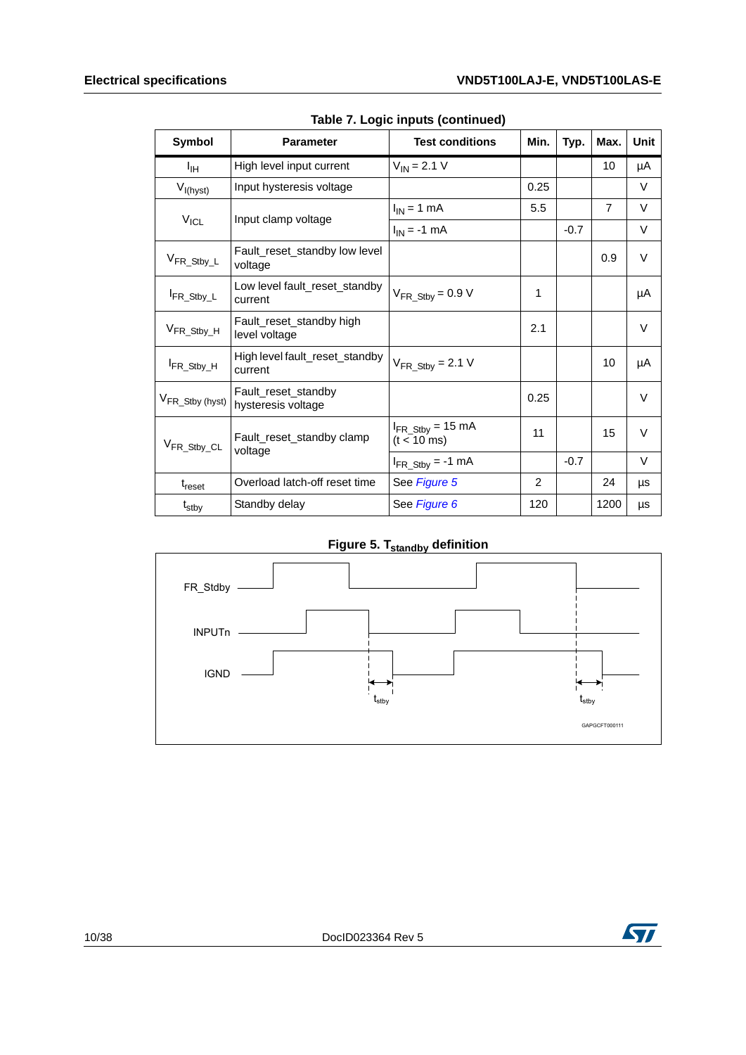Table 7. Logic inputs (continued)

| Symbol | Parameter | Test conditions | Min. | Typ. | Max. | Unit |
|---|---|---|---|---|---|---|
| $I_{IH}$ | High level input current | $V_{IN}$ = 2.1 V | | | 10 | µA |
| $V_{I(hyst)}$ | Input hysteresis voltage | | 0.25 | | | V |
| $V_{ICL}$ | Input clamp voltage | $I_{IN}$ = 1 mA | 5.5 | | 7 | V |
| | | $I_{IN}$ = -1 mA | | -0.7 | | V |
| $V_{FR\_Stby\_L}$ | Fault_reset_standby low level voltage | | | | 0.9 | V |
| $I_{FR\_Stby\_L}$ | Low level fault_reset_standby current | $V_{FR\_Stby}$ = 0.9 V | 1 | | | µA |
| $V_{FR\_Stby\_H}$ | Fault_reset_standby high level voltage | | 2.1 | | | V |
| $I_{FR\_Stby\_H}$ | High level fault_reset_standby current | $V_{FR\_Stby}$ = 2.1 V | | | 10 | µA |
| $V_{FR\_Stby\ (hyst)}$ | Fault_reset_standby hysteresis voltage | | 0.25 | | | V |
| $V_{FR\_Stby\_CL}$ | Fault_reset_standby clamp voltage | $I_{FR\_Stby}$ = 15 mA (t < 10 ms) | 11 | | 15 | V |
| | | $I_{FR\_Stby}$ = -1 mA | | -0.7 | | V |
| $t_{reset}$ | Overload latch-off reset time | See *Figure 5* | 2 | | 24 | µs |
| $t_{stby}$ | Standby delay | See *Figure 6* | 120 | | 1200 | µs |

Figure 5. $T_{standby}$ definition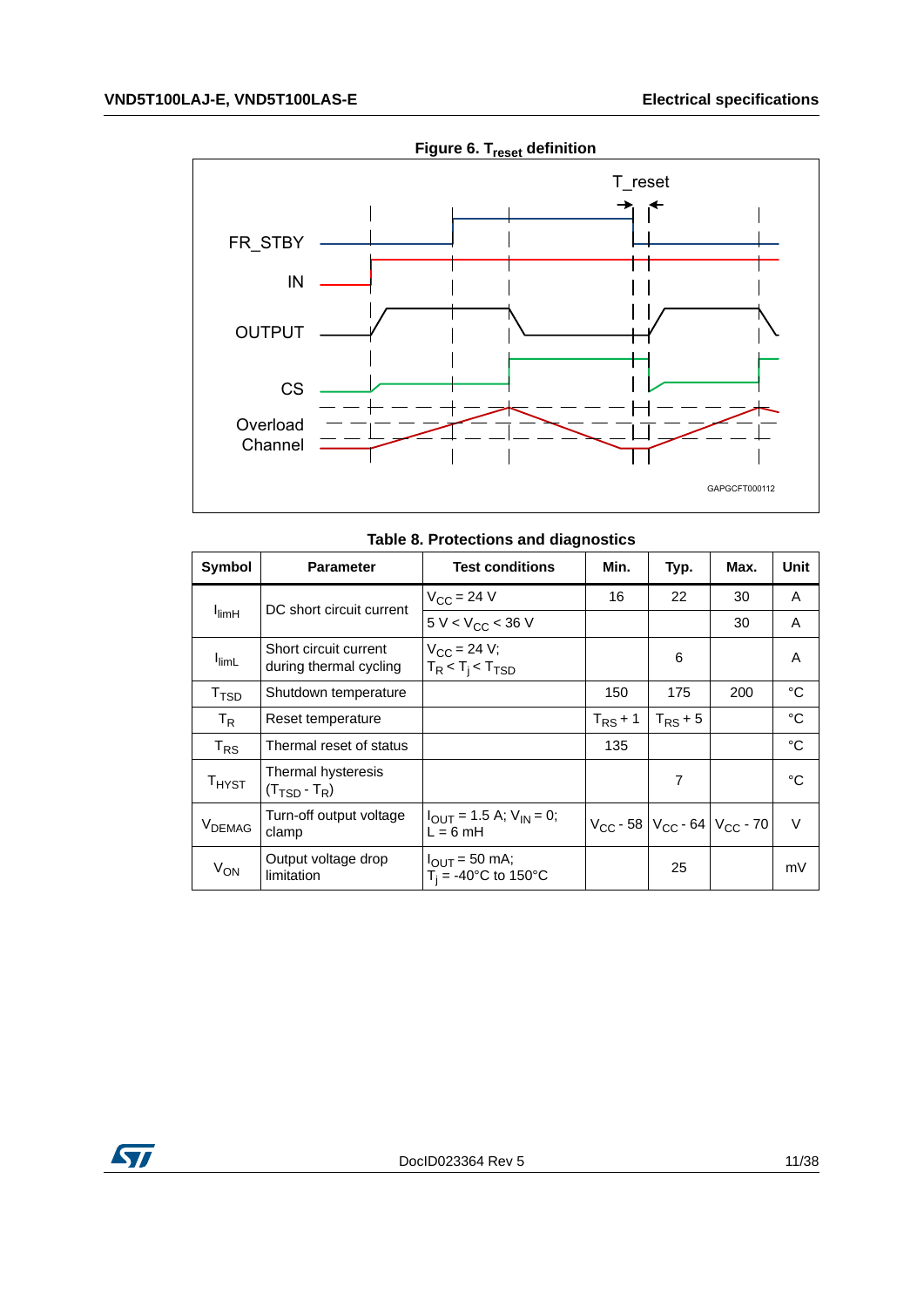**Figure 6. $T_{reset}$ definition**

**Table 8. Protections and diagnostics**

| Symbol | Parameter | Test conditions | Min. | Typ. | Max. | Unit |
|---|---|---|---|---|---|---|
| $I_{limH}$ | DC short circuit current | $V_{CC}$ = 24 V | 16 | 22 | 30 | A |
| | | 5 V < $V_{CC}$ < 36 V | | | 30 | A |
| $I_{limL}$ | Short circuit current during thermal cycling | $V_{CC}$ = 24 V; $T_R < T_j < T_{TSD}$ | | 6 | | A |
| $T_{TSD}$ | Shutdown temperature | | 150 | 175 | 200 | °C |
| $T_R$ | Reset temperature | | $T_{RS}$ + 1 | $T_{RS}$ + 5 | | °C |
| $T_{RS}$ | Thermal reset of status | | 135 | | | °C |
| $T_{HYST}$ | Thermal hysteresis ($T_{TSD}$ - $T_R$) | | | 7 | | °C |
| $V_{DEMAG}$ | Turn-off output voltage clamp | $I_{OUT}$ = 1.5 A; $V_{IN}$ = 0; L = 6 mH | $V_{CC}$ - 58 | $V_{CC}$ - 64 | $V_{CC}$ - 70 | V |
| $V_{ON}$ | Output voltage drop limitation | $I_{OUT}$ = 50 mA; $T_j$ = -40°C to 150°C | | 25 | | mV |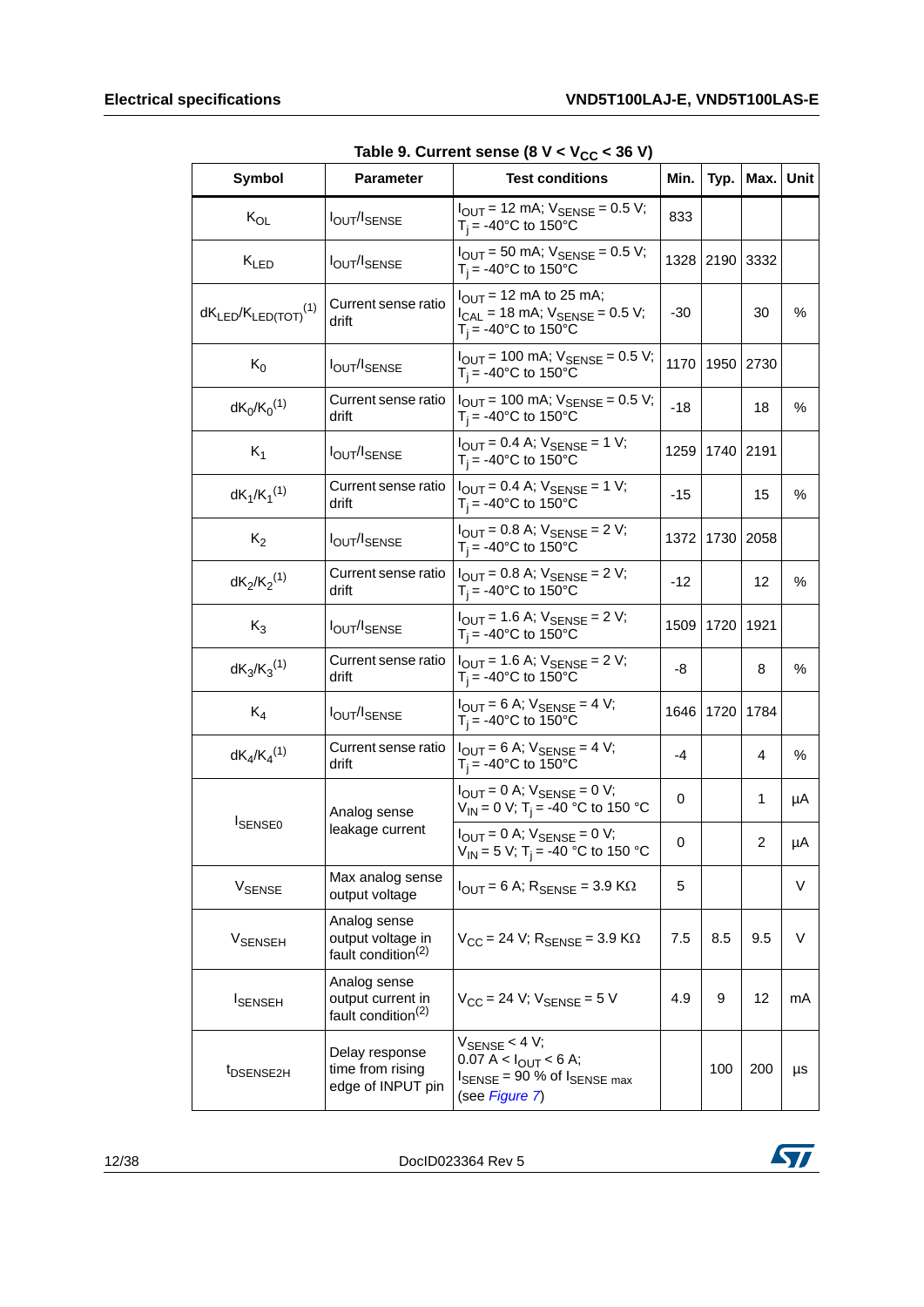**Table 9. Current sense (8 V < $V_{CC}$ < 36 V)**

| Symbol | Parameter | Test conditions | Min. | Typ. | Max. | Unit |
|---|---|---|---|---|---|---|
| $K_{OL}$ | $I_{OUT}/I_{SENSE}$ | $I_{OUT}$ = 12 mA; $V_{SENSE}$ = 0.5 V; $T_j$ = -40°C to 150°C | 833 | | | |
| $K_{LED}$ | $I_{OUT}/I_{SENSE}$ | $I_{OUT}$ = 50 mA; $V_{SENSE}$ = 0.5 V; $T_j$ = -40°C to 150°C | 1328 | 2190 | 3332 | |
| $dK_{LED}/K_{LED(TOT)}$(1) | Current sense ratio drift | $I_{OUT}$ = 12 mA to 25 mA; $I_{CAL}$ = 18 mA; $V_{SENSE}$ = 0.5 V; $T_j$ = -40°C to 150°C | -30 | | 30 | % |
| $K_0$ | $I_{OUT}/I_{SENSE}$ | $I_{OUT}$ = 100 mA; $V_{SENSE}$ = 0.5 V; $T_j$ = -40°C to 150°C | 1170 | 1950 | 2730 | |
| $dK_0/K_0$(1) | Current sense ratio drift | $I_{OUT}$ = 100 mA; $V_{SENSE}$ = 0.5 V; $T_j$ = -40°C to 150°C | -18 | | 18 | % |
| $K_1$ | $I_{OUT}/I_{SENSE}$ | $I_{OUT}$ = 0.4 A; $V_{SENSE}$ = 1 V; $T_j$ = -40°C to 150°C | 1259 | 1740 | 2191 | |
| $dK_1/K_1$(1) | Current sense ratio drift | $I_{OUT}$ = 0.4 A; $V_{SENSE}$ = 1 V; $T_j$ = -40°C to 150°C | -15 | | 15 | % |
| $K_2$ | $I_{OUT}/I_{SENSE}$ | $I_{OUT}$ = 0.8 A; $V_{SENSE}$ = 2 V; $T_j$ = -40°C to 150°C | 1372 | 1730 | 2058 | |
| $dK_2/K_2$(1) | Current sense ratio drift | $I_{OUT}$ = 0.8 A; $V_{SENSE}$ = 2 V; $T_j$ = -40°C to 150°C | -12 | | 12 | % |
| $K_3$ | $I_{OUT}/I_{SENSE}$ | $I_{OUT}$ = 1.6 A; $V_{SENSE}$ = 2 V; $T_j$ = -40°C to 150°C | 1509 | 1720 | 1921 | |
| $dK_3/K_3$(1) | Current sense ratio drift | $I_{OUT}$ = 1.6 A; $V_{SENSE}$ = 2 V; $T_j$ = -40°C to 150°C | -8 | | 8 | % |
| $K_4$ | $I_{OUT}/I_{SENSE}$ | $I_{OUT}$ = 6 A; $V_{SENSE}$ = 4 V; $T_j$ = -40°C to 150°C | 1646 | 1720 | 1784 | |
| $dK_4/K_4$(1) | Current sense ratio drift | $I_{OUT}$ = 6 A; $V_{SENSE}$ = 4 V; $T_j$ = -40°C to 150°C | -4 | | 4 | % |
| $I_{SENSE0}$ | Analog sense leakage current | $I_{OUT}$ = 0 A; $V_{SENSE}$ = 0 V; $V_{IN}$ = 0 V; $T_j$ = -40 °C to 150 °C | 0 | | 1 | µA |
| | | $I_{OUT}$ = 0 A; $V_{SENSE}$ = 0 V; $V_{IN}$ = 5 V; $T_j$ = -40 °C to 150 °C | 0 | | 2 | µA |
| $V_{SENSE}$ | Max analog sense output voltage | $I_{OUT}$ = 6 A; $R_{SENSE}$ = 3.9 KΩ | 5 | | | V |
| $V_{SENSEH}$ | Analog sense output voltage in fault condition(2) | $V_{CC}$ = 24 V; $R_{SENSE}$ = 3.9 KΩ | 7.5 | 8.5 | 9.5 | V |
| $I_{SENSEH}$ | Analog sense output current in fault condition(2) | $V_{CC}$ = 24 V; $V_{SENSE}$ = 5 V | 4.9 | 9 | 12 | mA |
| $t_{DSENSE2H}$ | Delay response time from rising edge of INPUT pin | $V_{SENSE}$ < 4 V; 0.07 A < $I_{OUT}$ < 6 A; $I_{SENSE}$ = 90 % of $I_{SENSE\ max}$ (see *Figure 7*) | | 100 | 200 | µs |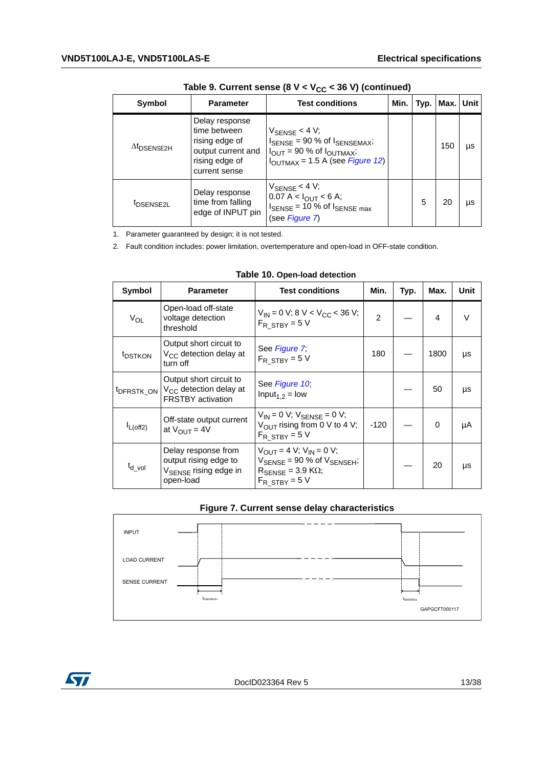**Table 9. Current sense (8 V < $V_{CC}$ < 36 V) (continued)**

| Symbol | Parameter | Test conditions | Min. | Typ. | Max. | Unit |
|---|---|---|---|---|---|---|
| $\Delta t_{DSENSE2H}$ | Delay response time between rising edge of output current and rising edge of current sense | $V_{SENSE}$ < 4 V; $I_{SENSE}$ = 90 % of $I_{SENSEMAX}$; $I_{OUT}$ = 90 % of $I_{OUTMAX}$; $I_{OUTMAX}$ = 1.5 A (see *Figure 12*) | | | 150 | µs |
| $t_{DSENSE2L}$ | Delay response time from falling edge of INPUT pin | $V_{SENSE}$ < 4 V; 0.07 A < $I_{OUT}$ < 6 A; $I_{SENSE}$ = 10 % of $I_{SENSE\ max}$ (see *Figure 7*) | | 5 | 20 | µs |

1. Parameter guaranteed by design; it is not tested.
2. Fault condition includes: power limitation, overtemperature and open-load in OFF-state condition.

**Table 10. Open-load detection**

| Symbol | Parameter | Test conditions | Min. | Typ. | Max. | Unit |
|---|---|---|---|---|---|---|
| $V_{OL}$ | Open-load off-state voltage detection threshold | $V_{IN}$ = 0 V; 8 V < $V_{CC}$ < 36 V; $F_{R\_STBY}$ = 5 V | 2 | — | 4 | V |
| $t_{DSTKON}$ | Output short circuit to $V_{CC}$ detection delay at turn off | See *Figure 7*; $F_{R\_STBY}$ = 5 V | 180 | — | 1800 | µs |
| $t_{DFRSTK\_ON}$ | Output short circuit to $V_{CC}$ detection delay at FRSTBY activation | See *Figure 10*; $Input_{1,2}$ = low | | — | 50 | µs |
| $I_{L(off2)}$ | Off-state output current at $V_{OUT}$ = 4V | $V_{IN}$ = 0 V; $V_{SENSE}$ = 0 V; $V_{OUT}$ rising from 0 V to 4 V; $F_{R\_STBY}$ = 5 V | -120 | — | 0 | µA |
| $t_{d\_vol}$ | Delay response from output rising edge to $V_{SENSE}$ rising edge in open-load | $V_{OUT}$ = 4 V; $V_{IN}$ = 0 V; $V_{SENSE}$ = 90 % of $V_{SENSEH}$; $R_{SENSE}$ = 3.9 KΩ; $F_{R\_STBY}$ = 5 V | | — | 20 | µs |

**Figure 7. Current sense delay characteristics**

INPUT

LOAD CURRENT

SENSE CURRENT

$t_{DSENSE2H}$

$t_{DSENSE2L}$

GAPGCFT000117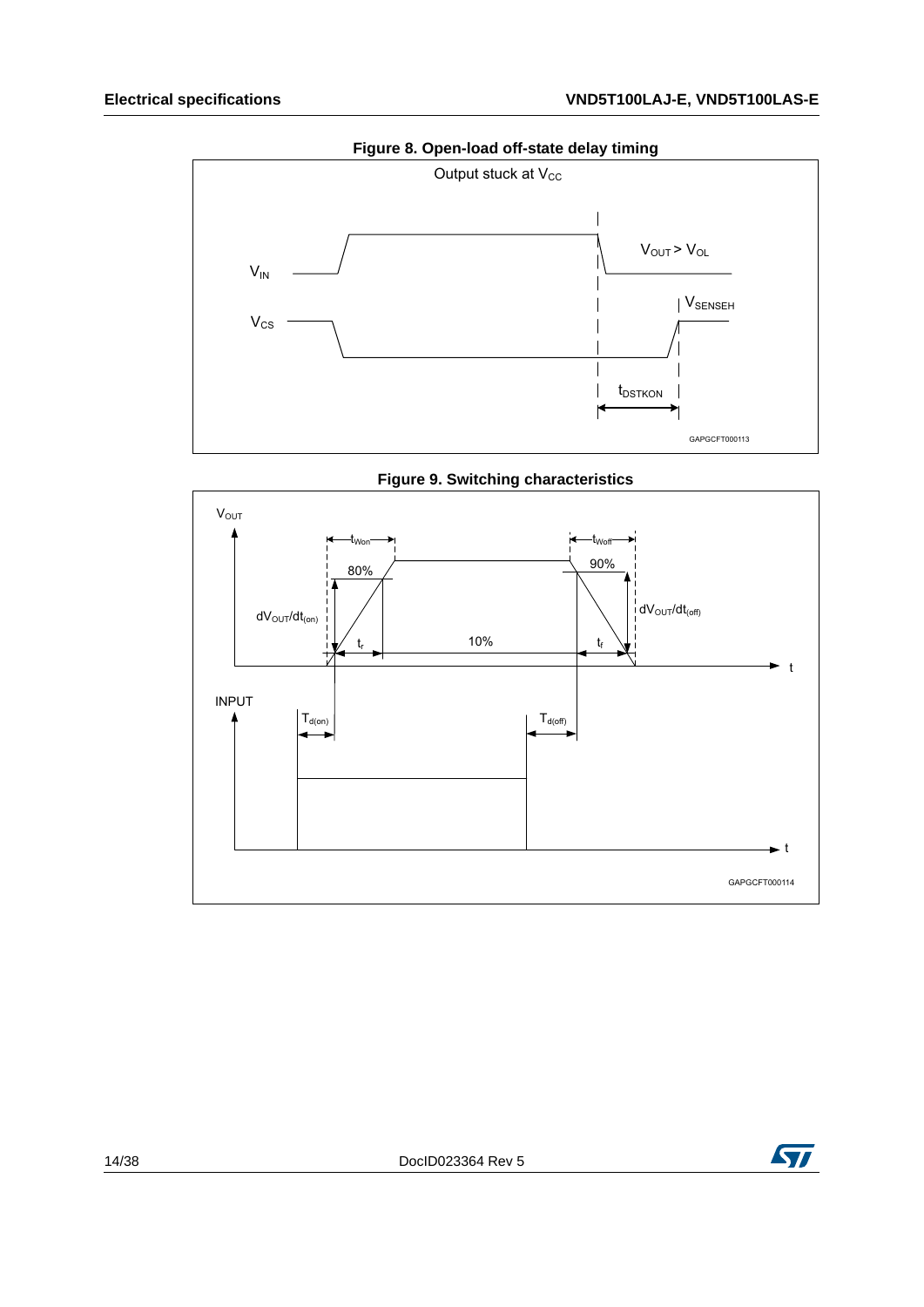**Figure 8. Open-load off-state delay timing**

Output stuck at $V_{CC}$

$V_{IN}$

$V_{OUT} > V_{OL}$

$V_{CS}$

$V_{SENSEH}$

$t_{DSTKON}$

GAPGCFT000113

**Figure 9. Switching characteristics**

$V_{OUT}$

$t_{Won}$

$t_{Woff}$

80%

90%

$dV_{OUT}/dt_{(on)}$

$dV_{OUT}/dt_{(off)}$

$t_r$

10%

$t_f$

t

INPUT

$T_{d(on)}$

$T_{d(off)}$

t

GAPGCFT000114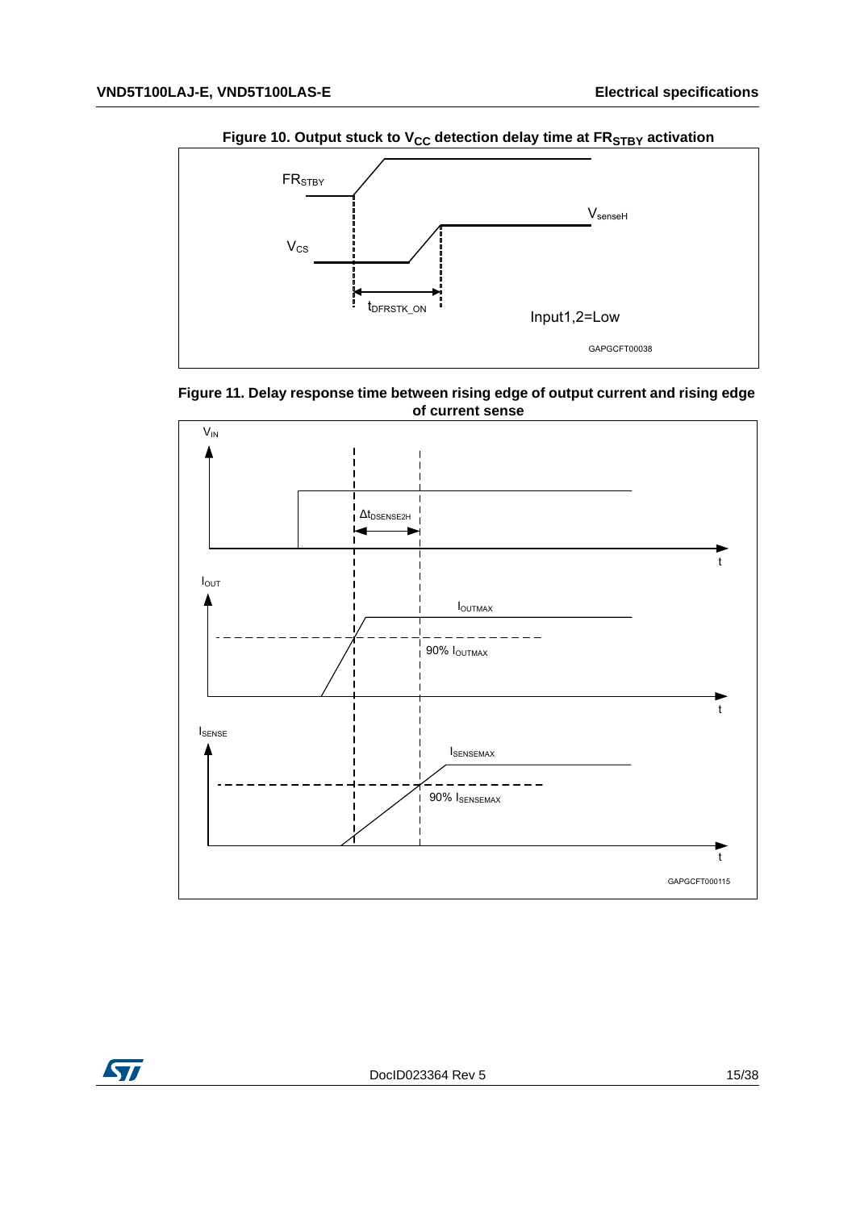Figure 10. Output stuck to $V_{CC}$ detection delay time at $FR_{STBY}$ activation

Figure 11. Delay response time between rising edge of output current and rising edge of current sense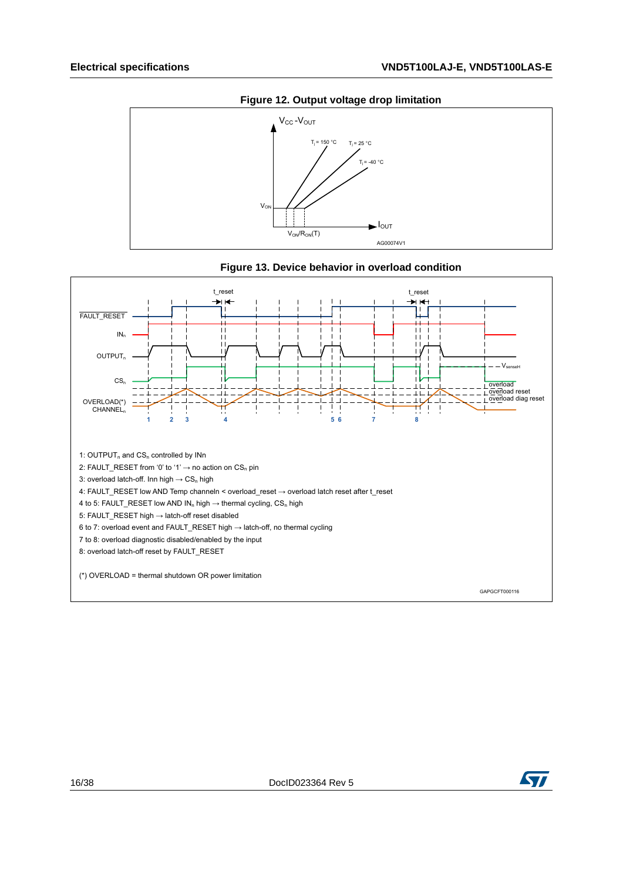**Figure 12. Output voltage drop limitation**

**Figure 13. Device behavior in overload condition**

1: $OUTPUT_n$ and $CS_n$ controlled by INn

2: FAULT_RESET from '0' to '1' → no action on $CS_n$ pin

3: overload latch-off. Inn high → $CS_n$ high

4: FAULT_RESET low AND Temp channeln < overload_reset → overload latch reset after t_reset

4 to 5: FAULT_RESET low AND $IN_n$ high → thermal cycling, $CS_n$ high

5: FAULT_RESET high → latch-off reset disabled

6 to 7: overload event and FAULT_RESET high → latch-off, no thermal cycling

7 to 8: overload diagnostic disabled/enabled by the input

8: overload latch-off reset by FAULT_RESET

(*) OVERLOAD = thermal shutdown OR power limitation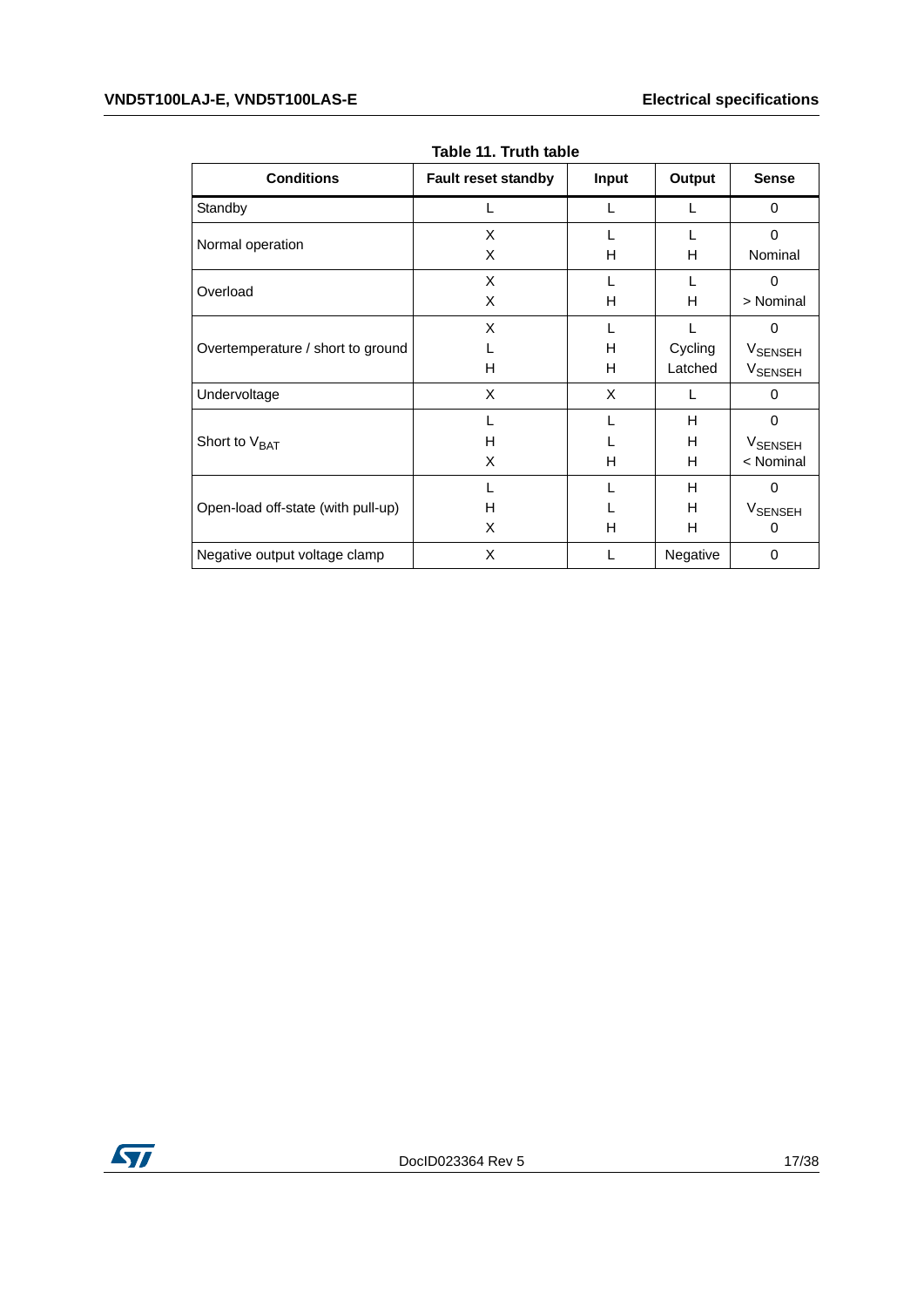Table 11. Truth table

| Conditions | Fault reset standby | Input | Output | Sense |
|---|---|---|---|---|
| Standby | L | L | L | 0 |
| Normal operation | X | L | L | 0 |
| | X | H | H | Nominal |
| Overload | X | L | L | 0 |
| | X | H | H | > Nominal |
| Overtemperature / short to ground | X | L | L | 0 |
| | L | H | Cycling | $V_{SENSEH}$ |
| | H | H | Latched | $V_{SENSEH}$ |
| Undervoltage | X | X | L | 0 |
| Short to $V_{BAT}$ | L | L | H | 0 |
| | H | L | H | $V_{SENSEH}$ |
| | X | H | H | < Nominal |
| Open-load off-state (with pull-up) | L | L | H | 0 |
| | H | L | H | $V_{SENSEH}$ |
| | X | H | H | 0 |
| Negative output voltage clamp | X | L | Negative | 0 |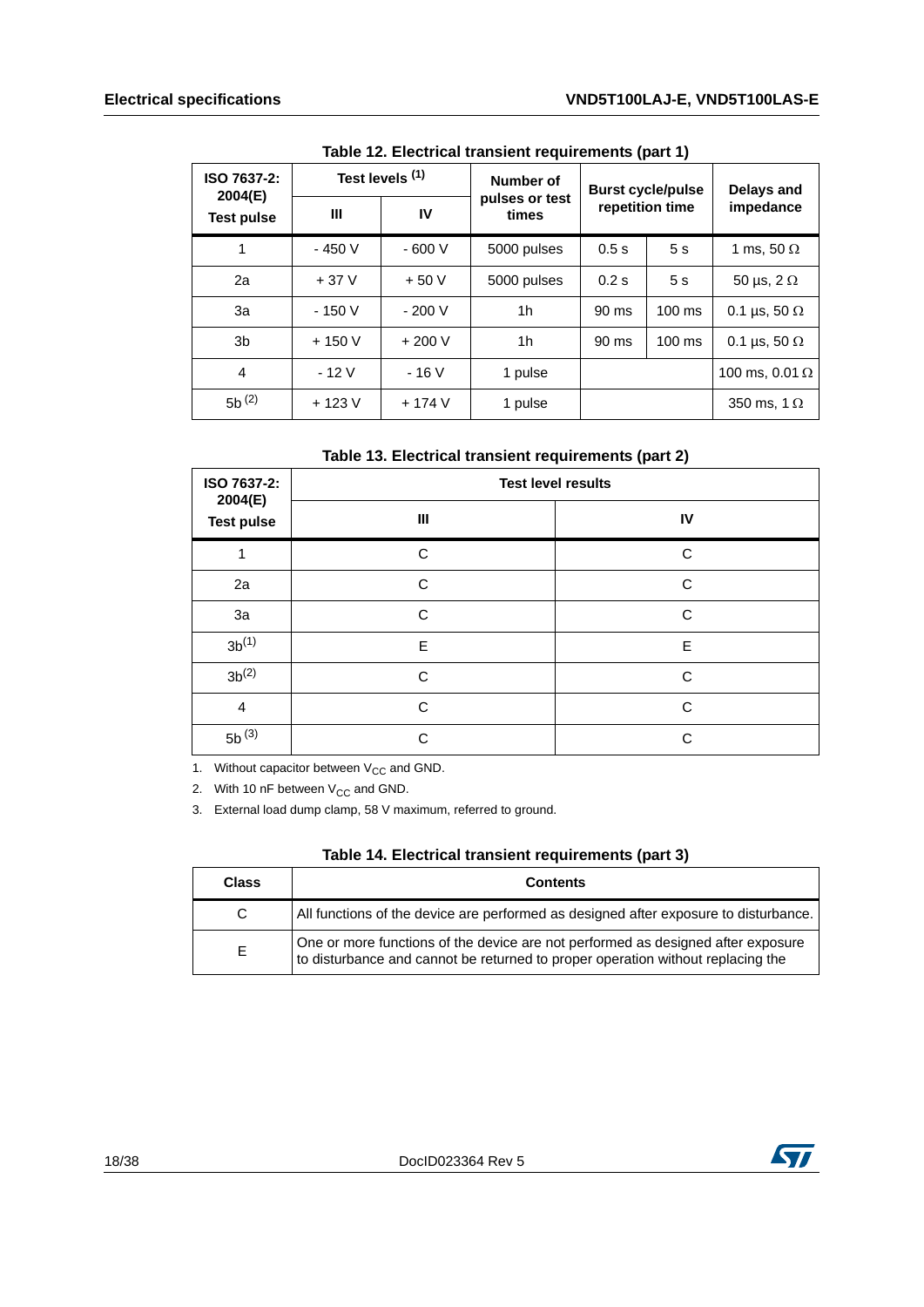Table 12. Electrical transient requirements (part 1)

| ISO 7637-2: 2004(E) Test pulse | Test levels [(1)] | | Number of pulses or test times | Burst cycle/pulse repetition time | | Delays and impedance |
|---|---|---|---|---|---|---|
| | III | IV | | | | |
| 1 | - 450 V | - 600 V | 5000 pulses | 0.5 s | 5 s | 1 ms, 50 Ω |
| 2a | + 37 V | + 50 V | 5000 pulses | 0.2 s | 5 s | 50 µs, 2 Ω |
| 3a | - 150 V | - 200 V | 1h | 90 ms | 100 ms | 0.1 µs, 50 Ω |
| 3b | + 150 V | + 200 V | 1h | 90 ms | 100 ms | 0.1 µs, 50 Ω |
| 4 | - 12 V | - 16 V | 1 pulse | | | 100 ms, 0.01 Ω |
| 5b [(2)] | + 123 V | + 174 V | 1 pulse | | | 350 ms, 1 Ω |

Table 13. Electrical transient requirements (part 2)

| ISO 7637-2: 2004(E) Test pulse | Test level results | |
|---|---|---|
| | III | IV |
| 1 | C | C |
| 2a | C | C |
| 3a | C | C |
| 3b[(1)] | E | E |
| 3b[(2)] | C | C |
| 4 | C | C |
| 5b [(3)] | C | C |

1. Without capacitor between $V_{CC}$ and GND.
2. With 10 nF between $V_{CC}$ and GND.
3. External load dump clamp, 58 V maximum, referred to ground.

Table 14. Electrical transient requirements (part 3)

| Class | Contents |
|---|---|
| C | All functions of the device are performed as designed after exposure to disturbance. |
| E | One or more functions of the device are not performed as designed after exposure to disturbance and cannot be returned to proper operation without replacing the |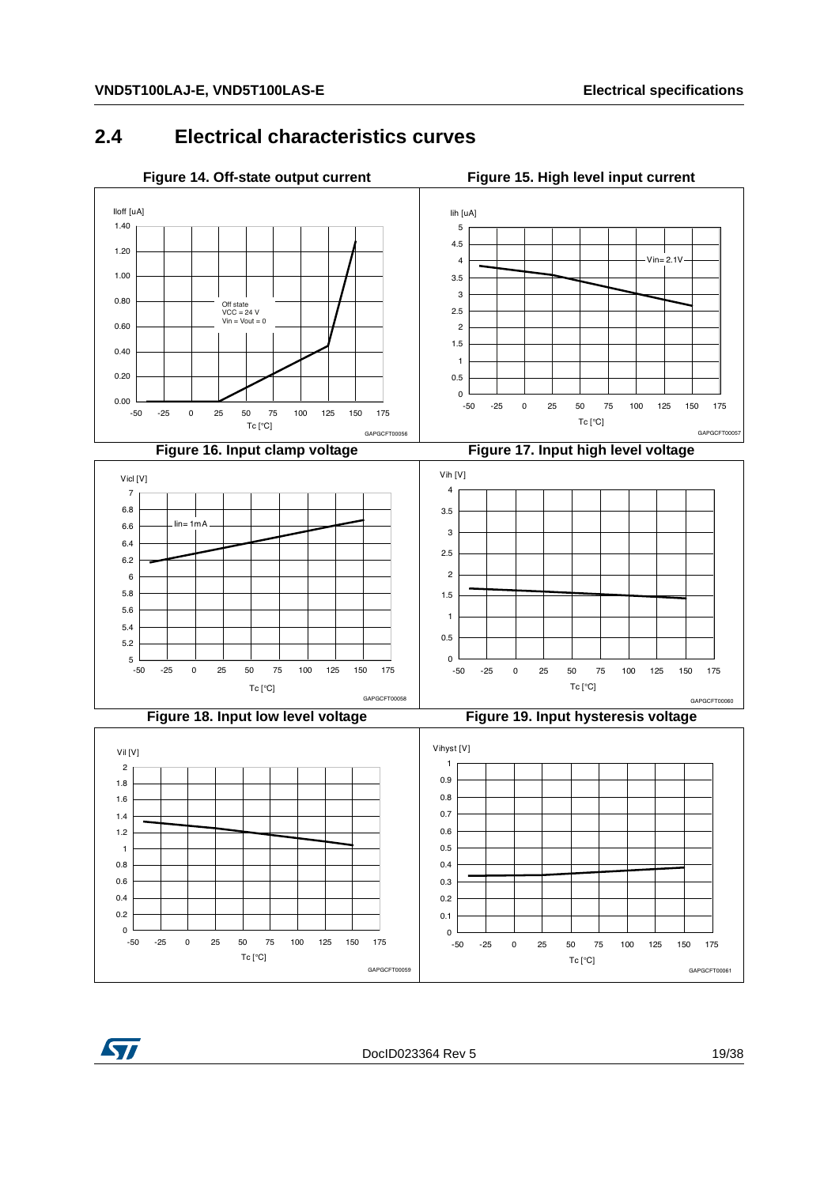## 2.4 Electrical characteristics curves

**Figure 14. Off-state output current**

Iloff [uA]

Off state
VCC = 24 V
Vin = Vout = 0

Tc [°C]

GAPGCFT00056

**Figure 15. High level input current**

Iih [uA]

Vin= 2.1V

Tc [°C]

GAPGCFT00057

**Figure 16. Input clamp voltage**

Vicl [V]

Iin= 1mA

Tc [°C]

GAPGCFT00058

**Figure 17. Input high level voltage**

Vih [V]

Tc [°C]

GAPGCFT00060

**Figure 18. Input low level voltage**

Vil [V]

Tc [°C]

GAPGCFT00059

**Figure 19. Input hysteresis voltage**

Vihyst [V]

Tc [°C]

GAPGCFT00061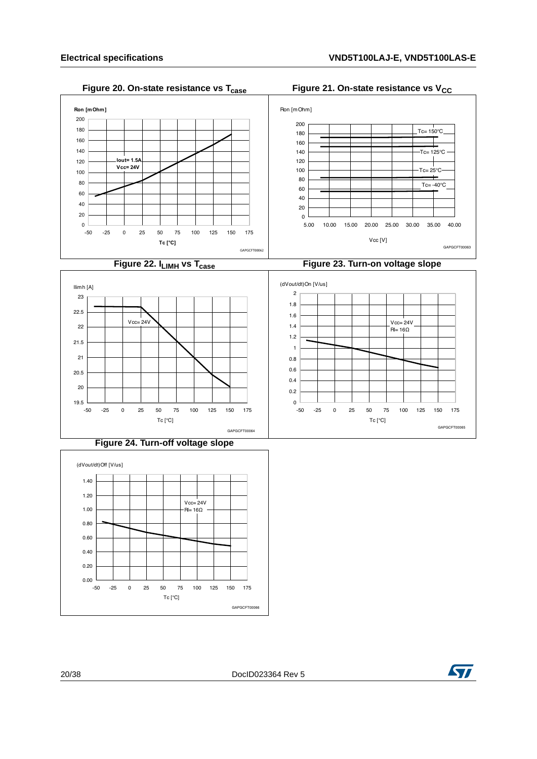**Figure 20. On-state resistance vs $T_{case}$**

**Figure 21. On-state resistance vs $V_{CC}$**

**Figure 22. $I_{LIMH}$ vs $T_{case}$**

**Figure 23. Turn-on voltage slope**

**Figure 24. Turn-off voltage slope**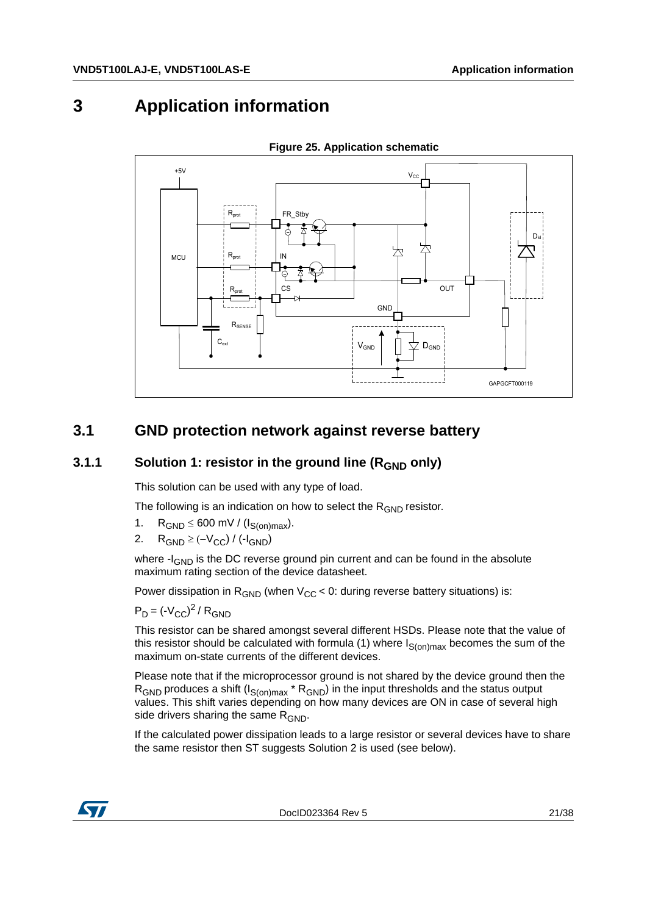# 3 Application information

**Figure 25. Application schematic**

## 3.1 GND protection network against reverse battery

### 3.1.1 Solution 1: resistor in the ground line ($R_{GND}$ only)

This solution can be used with any type of load.

The following is an indication on how to select the $R_{GND}$ resistor.

1. $R_{GND} \leq 600\ mV / (I_{S(on)max})$.
2. $R_{GND} \geq (-V_{CC}) / (-I_{GND})$

where $-I_{GND}$ is the DC reverse ground pin current and can be found in the absolute maximum rating section of the device datasheet.

Power dissipation in $R_{GND}$ (when $V_{CC} < 0$: during reverse battery situations) is:

$P_D = (-V_{CC})^2 / R_{GND}$

This resistor can be shared amongst several different HSDs. Please note that the value of this resistor should be calculated with formula (1) where $I_{S(on)max}$ becomes the sum of the maximum on-state currents of the different devices.

Please note that if the microprocessor ground is not shared by the device ground then the $R_{GND}$ produces a shift ($I_{S(on)max} * R_{GND}$) in the input thresholds and the status output values. This shift varies depending on how many devices are ON in case of several high side drivers sharing the same $R_{GND}$.

If the calculated power dissipation leads to a large resistor or several devices have to share the same resistor then ST suggests Solution 2 is used (see below).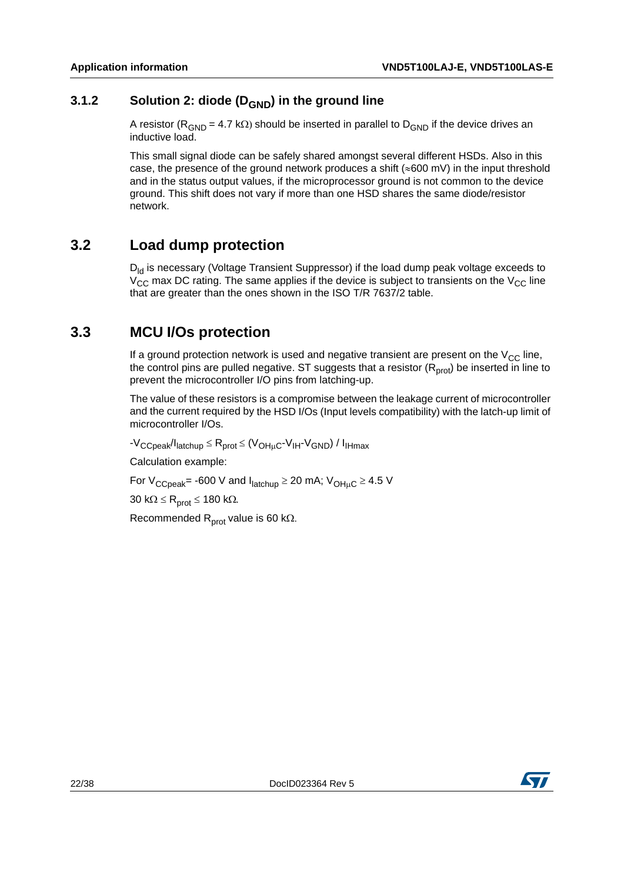### 3.1.2 Solution 2: diode ($D_{GND}$) in the ground line

A resistor ($R_{GND}$ = 4.7 kΩ) should be inserted in parallel to $D_{GND}$ if the device drives an inductive load.

This small signal diode can be safely shared amongst several different HSDs. Also in this case, the presence of the ground network produces a shift (≈600 mV) in the input threshold and in the status output values, if the microprocessor ground is not common to the device ground. This shift does not vary if more than one HSD shares the same diode/resistor network.

## 3.2 Load dump protection

$D_{ld}$ is necessary (Voltage Transient Suppressor) if the load dump peak voltage exceeds to $V_{CC}$ max DC rating. The same applies if the device is subject to transients on the $V_{CC}$ line that are greater than the ones shown in the ISO T/R 7637/2 table.

## 3.3 MCU I/Os protection

If a ground protection network is used and negative transient are present on the $V_{CC}$ line, the control pins are pulled negative. ST suggests that a resistor ($R_{prot}$) be inserted in line to prevent the microcontroller I/O pins from latching-up.

The value of these resistors is a compromise between the leakage current of microcontroller and the current required by the HSD I/Os (Input levels compatibility) with the latch-up limit of microcontroller I/Os.

$-V_{CCpeak}/I_{latchup} \leq R_{prot} \leq (V_{OH\mu C}-V_{IH}-V_{GND}) / I_{IHmax}$

Calculation example:

For $V_{CCpeak}$= -600 V and $I_{latchup} \geq$ 20 mA; $V_{OH\mu C} \geq$ 4.5 V

30 kΩ ≤ $R_{prot}$ ≤ 180 kΩ.

Recommended $R_{prot}$ value is 60 kΩ.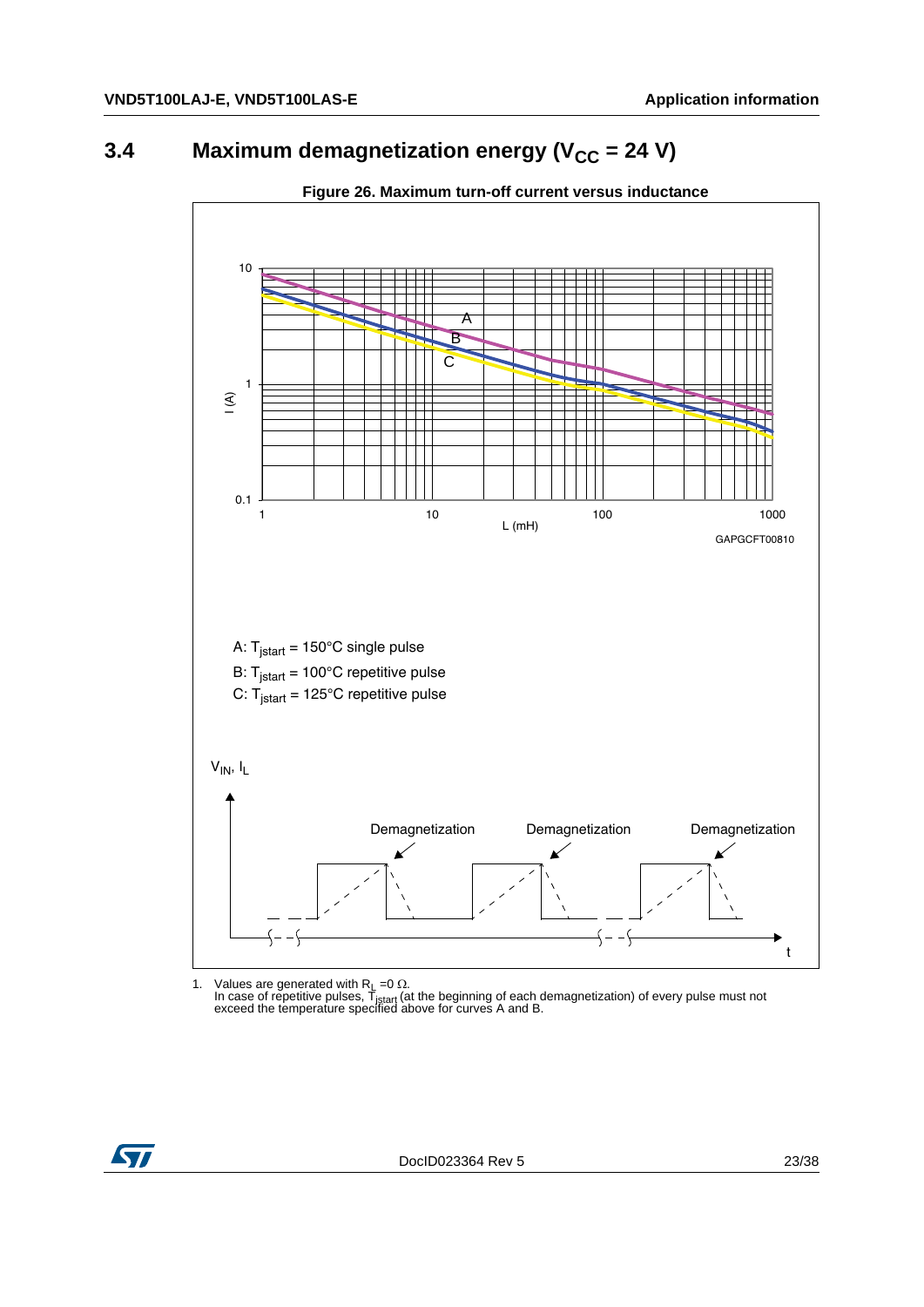## 3.4 Maximum demagnetization energy ($V_{CC}$ = 24 V)

**Figure 26. Maximum turn-off current versus inductance**

A: $T_{jstart}$ = 150°C single pulse

B: $T_{jstart}$ = 100°C repetitive pulse

C: $T_{jstart}$ = 125°C repetitive pulse

1. Values are generated with $R_L$ =0 Ω.
   In case of repetitive pulses, $T_{jstart}$ (at the beginning of each demagnetization) of every pulse must not exceed the temperature specified above for curves A and B.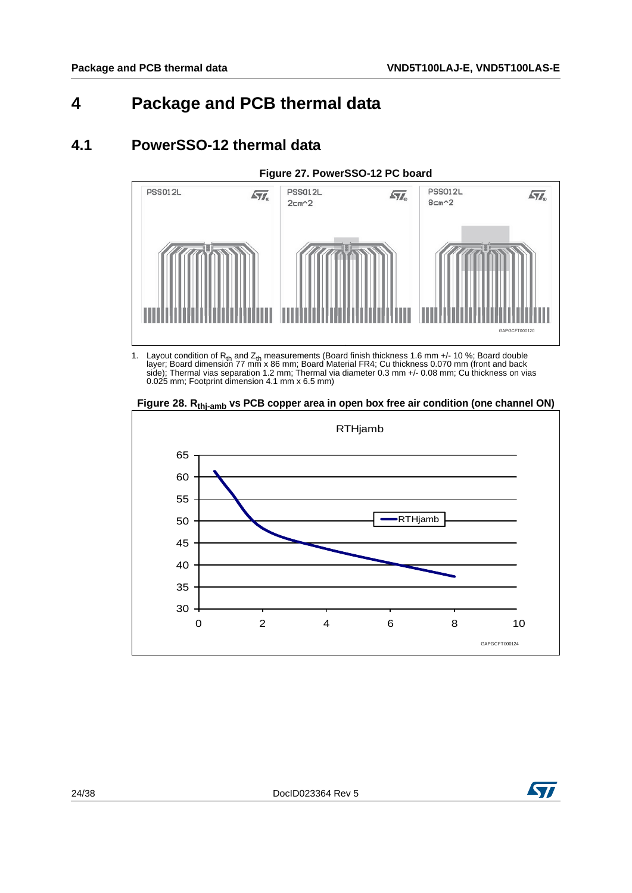# 4 Package and PCB thermal data

## 4.1 PowerSSO-12 thermal data

**Figure 27. PowerSSO-12 PC board**

1. Layout condition of $R_{th}$ and $Z_{th}$ measurements (Board finish thickness 1.6 mm +/- 10 %; Board double layer; Board dimension 77 mm x 86 mm; Board Material FR4; Cu thickness 0.070 mm (front and back side); Thermal vias separation 1.2 mm; Thermal via diameter 0.3 mm +/- 0.08 mm; Cu thickness on vias 0.025 mm; Footprint dimension 4.1 mm x 6.5 mm)

**Figure 28. $R_{thj-amb}$ vs PCB copper area in open box free air condition (one channel ON)**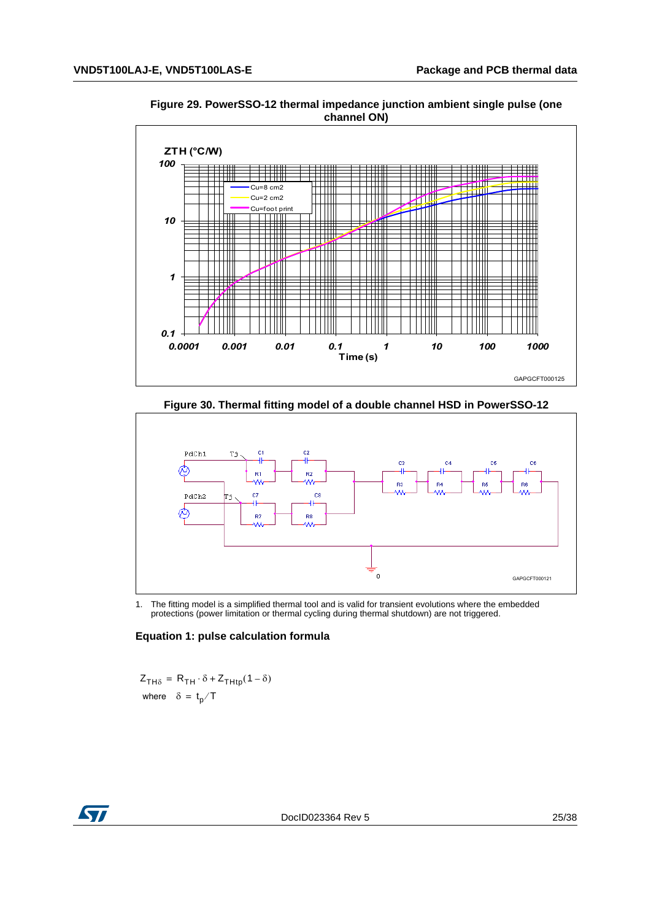**Figure 29. PowerSSO-12 thermal impedance junction ambient single pulse (one channel ON)**

**Figure 30. Thermal fitting model of a double channel HSD in PowerSSO-12**

1. The fitting model is a simplified thermal tool and is valid for transient evolutions where the embedded protections (power limitation or thermal cycling during thermal shutdown) are not triggered.

### Equation 1: pulse calculation formula

$$Z_{TH\delta} = R_{TH} \cdot \delta + Z_{THtp}(1 - \delta)$$

where $\delta = t_p / T$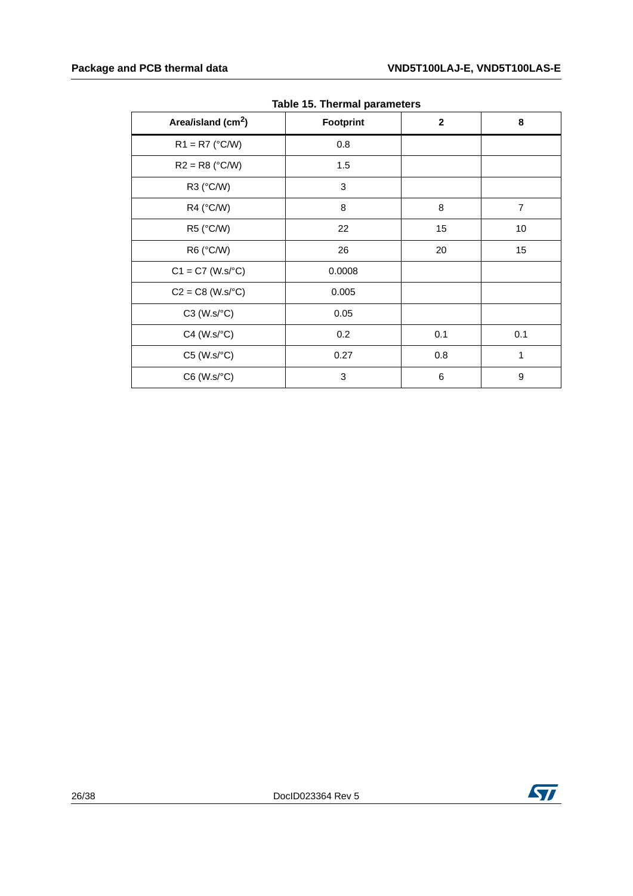Table 15. Thermal parameters

| Area/island ($cm^2$) | Footprint | 2 | 8 |
|---|---|---|---|
| R1 = R7 (°C/W) | 0.8 | | |
| R2 = R8 (°C/W) | 1.5 | | |
| R3 (°C/W) | 3 | | |
| R4 (°C/W) | 8 | 8 | 7 |
| R5 (°C/W) | 22 | 15 | 10 |
| R6 (°C/W) | 26 | 20 | 15 |
| C1 = C7 (W.s/°C) | 0.0008 | | |
| C2 = C8 (W.s/°C) | 0.005 | | |
| C3 (W.s/°C) | 0.05 | | |
| C4 (W.s/°C) | 0.2 | 0.1 | 0.1 |
| C5 (W.s/°C) | 0.27 | 0.8 | 1 |
| C6 (W.s/°C) | 3 | 6 | 9 |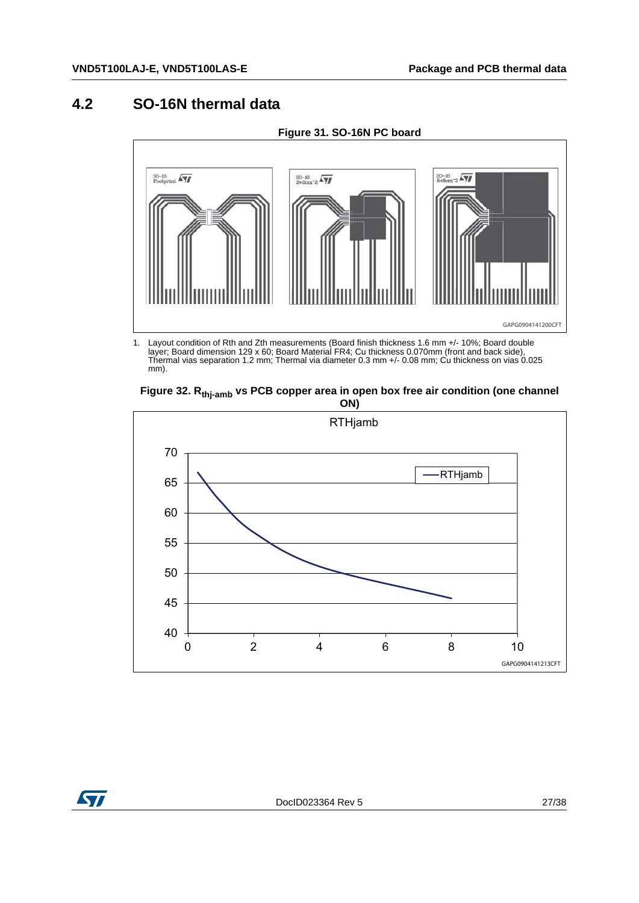## 4.2 SO-16N thermal data

**Figure 31. SO-16N PC board**

1. Layout condition of Rth and Zth measurements (Board finish thickness 1.6 mm +/- 10%; Board double layer; Board dimension 129 x 60; Board Material FR4; Cu thickness 0.070mm (front and back side), Thermal vias separation 1.2 mm; Thermal via diameter 0.3 mm +/- 0.08 mm; Cu thickness on vias 0.025 mm).

**Figure 32. $R_{thj-amb}$ vs PCB copper area in open box free air condition (one channel ON)**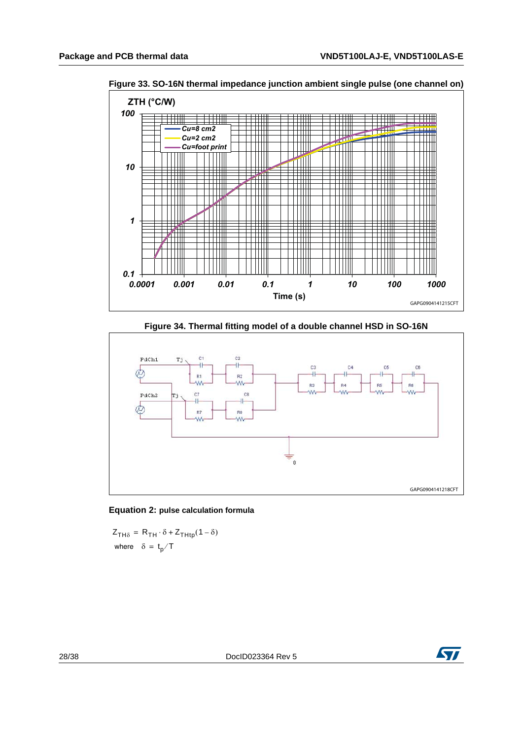**Figure 33. SO-16N thermal impedance junction ambient single pulse (one channel on)**

**Figure 34. Thermal fitting model of a double channel HSD in SO-16N**

**Equation 2:** **pulse calculation formula**

$$Z_{TH\delta} = R_{TH} \cdot \delta + Z_{THtp}(1 - \delta)$$

where $\delta = t_p / T$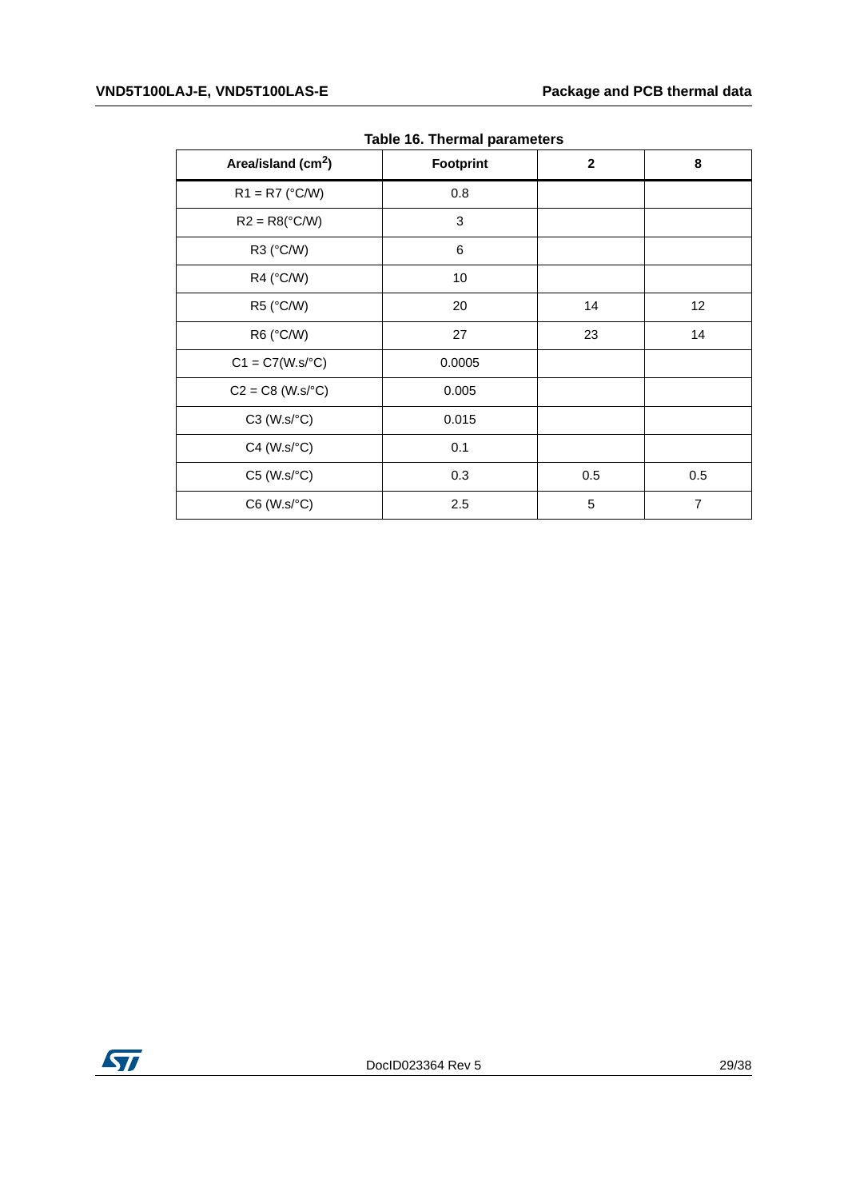Table 16. Thermal parameters

| Area/island ($cm^2$) | Footprint | 2 | 8 |
|---|---|---|---|
| R1 = R7 (°C/W) | 0.8 | | |
| R2 = R8(°C/W) | 3 | | |
| R3 (°C/W) | 6 | | |
| R4 (°C/W) | 10 | | |
| R5 (°C/W) | 20 | 14 | 12 |
| R6 (°C/W) | 27 | 23 | 14 |
| C1 = C7(W.s/°C) | 0.0005 | | |
| C2 = C8 (W.s/°C) | 0.005 | | |
| C3 (W.s/°C) | 0.015 | | |
| C4 (W.s/°C) | 0.1 | | |
| C5 (W.s/°C) | 0.3 | 0.5 | 0.5 |
| C6 (W.s/°C) | 2.5 | 5 | 7 |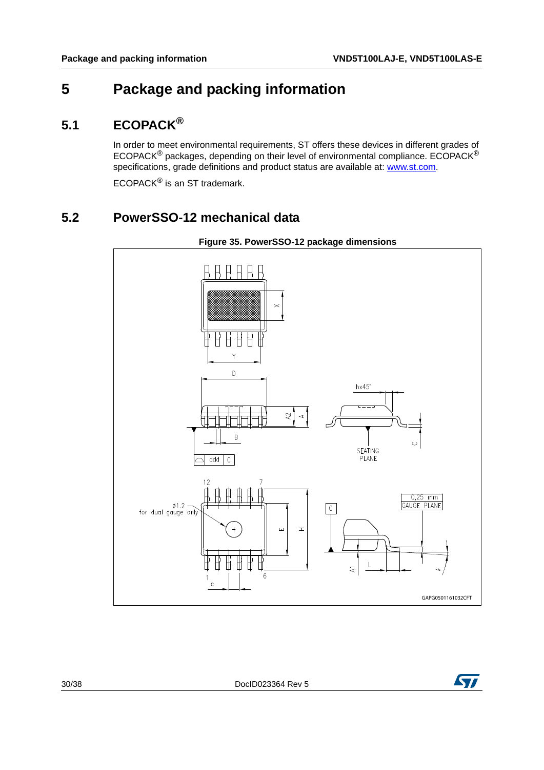# 5 Package and packing information

## 5.1 ECOPACK®

In order to meet environmental requirements, ST offers these devices in different grades of ECOPACK® packages, depending on their level of environmental compliance. ECOPACK® specifications, grade definitions and product status are available at: www.st.com.

ECOPACK® is an ST trademark.

## 5.2 PowerSSO-12 mechanical data

**Figure 35. PowerSSO-12 package dimensions**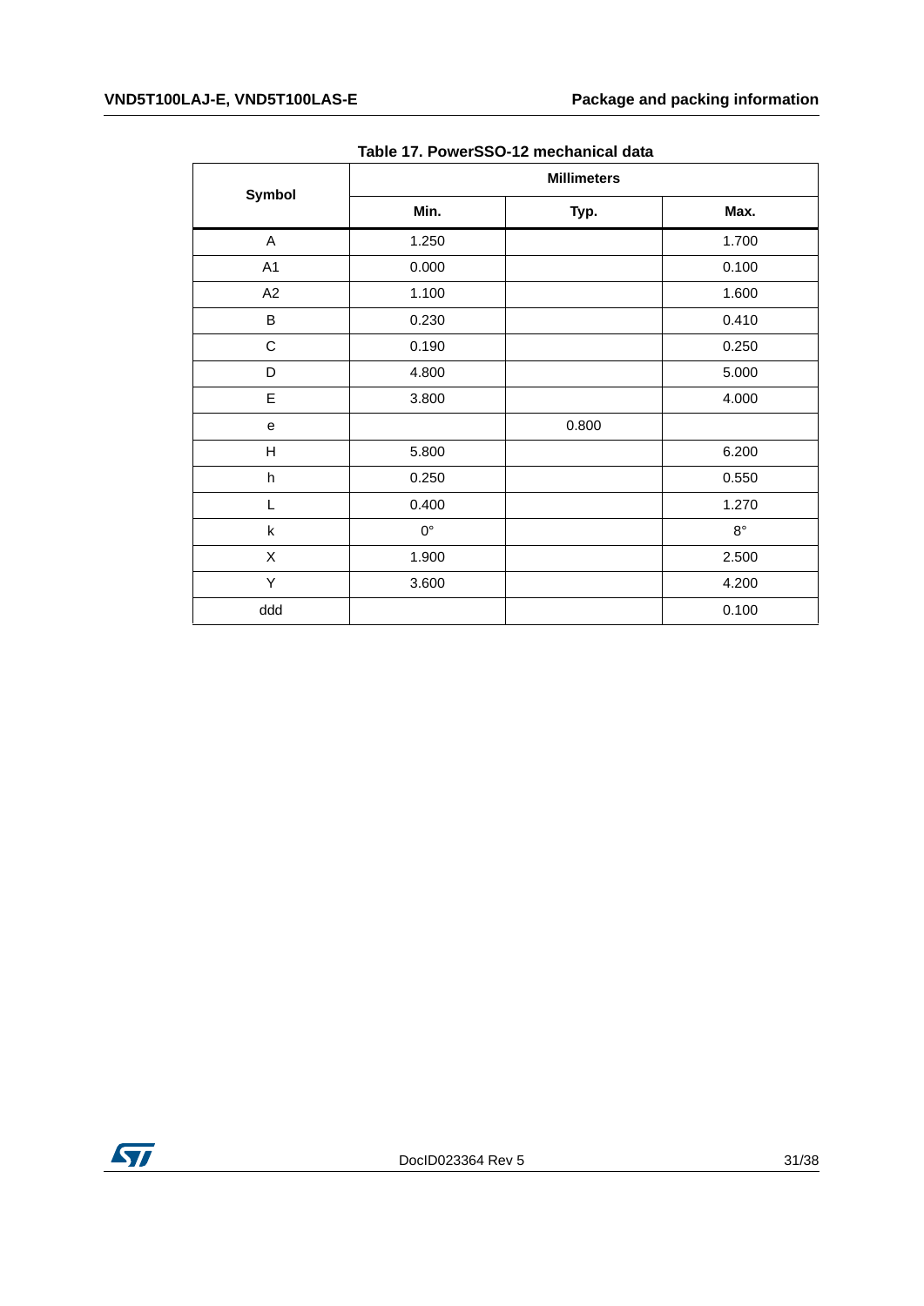Table 17. PowerSSO-12 mechanical data

| Symbol | Millimeters | | |
|---|---|---|---|
| | Min. | Typ. | Max. |
| A | 1.250 | | 1.700 |
| A1 | 0.000 | | 0.100 |
| A2 | 1.100 | | 1.600 |
| B | 0.230 | | 0.410 |
| C | 0.190 | | 0.250 |
| D | 4.800 | | 5.000 |
| E | 3.800 | | 4.000 |
| e | | 0.800 | |
| H | 5.800 | | 6.200 |
| h | 0.250 | | 0.550 |
| L | 0.400 | | 1.270 |
| k | 0° | | 8° |
| X | 1.900 | | 2.500 |
| Y | 3.600 | | 4.200 |
| ddd | | | 0.100 |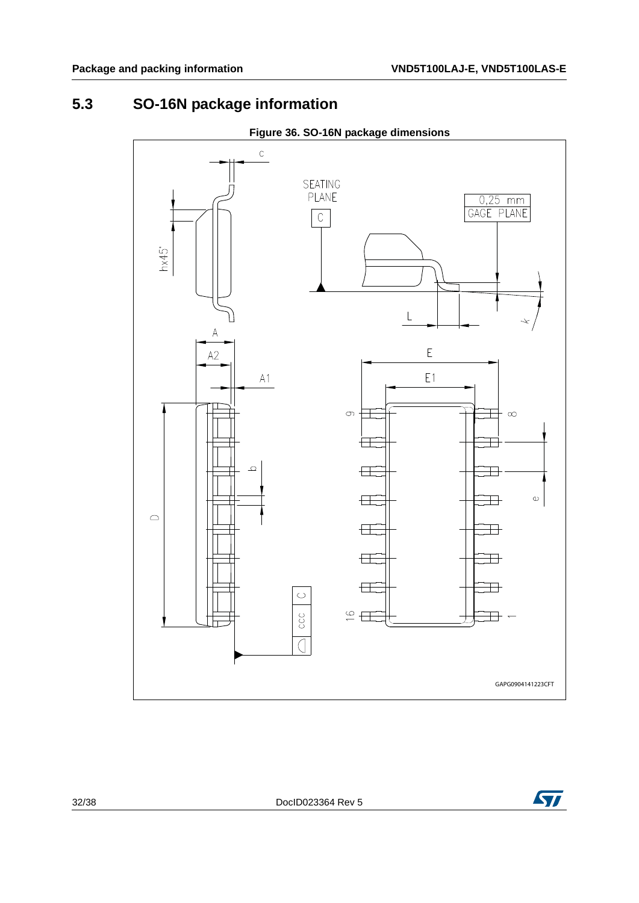## 5.3 SO-16N package information

**Figure 36. SO-16N package dimensions**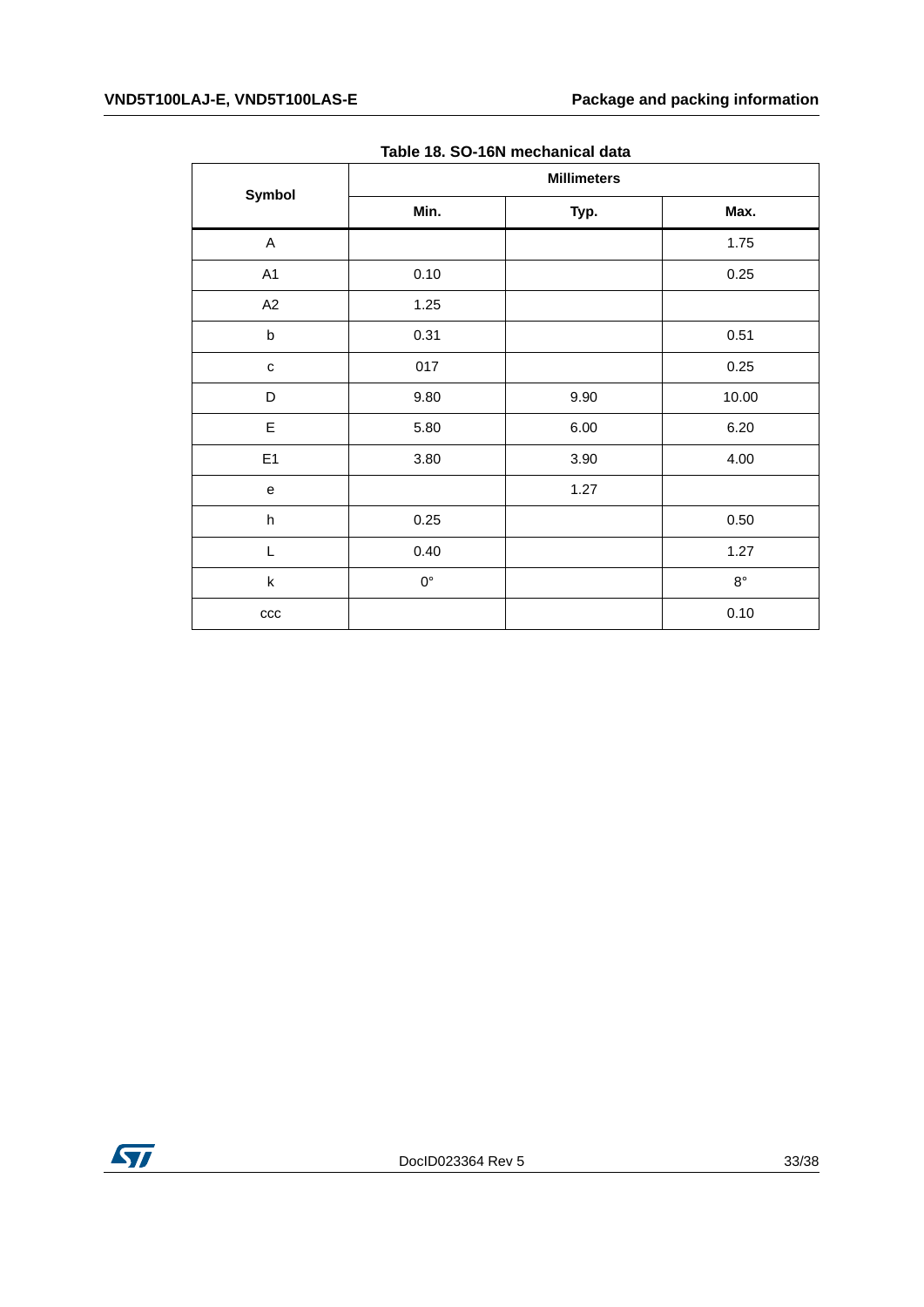Table 18. SO-16N mechanical data

| Symbol | Millimeters | | |
|---|---|---|---|
| | Min. | Typ. | Max. |
| A | | | 1.75 |
| A1 | 0.10 | | 0.25 |
| A2 | 1.25 | | |
| b | 0.31 | | 0.51 |
| c | 017 | | 0.25 |
| D | 9.80 | 9.90 | 10.00 |
| E | 5.80 | 6.00 | 6.20 |
| E1 | 3.80 | 3.90 | 4.00 |
| e | | 1.27 | |
| h | 0.25 | | 0.50 |
| L | 0.40 | | 1.27 |
| k | 0° | | 8° |
| ccc | | | 0.10 |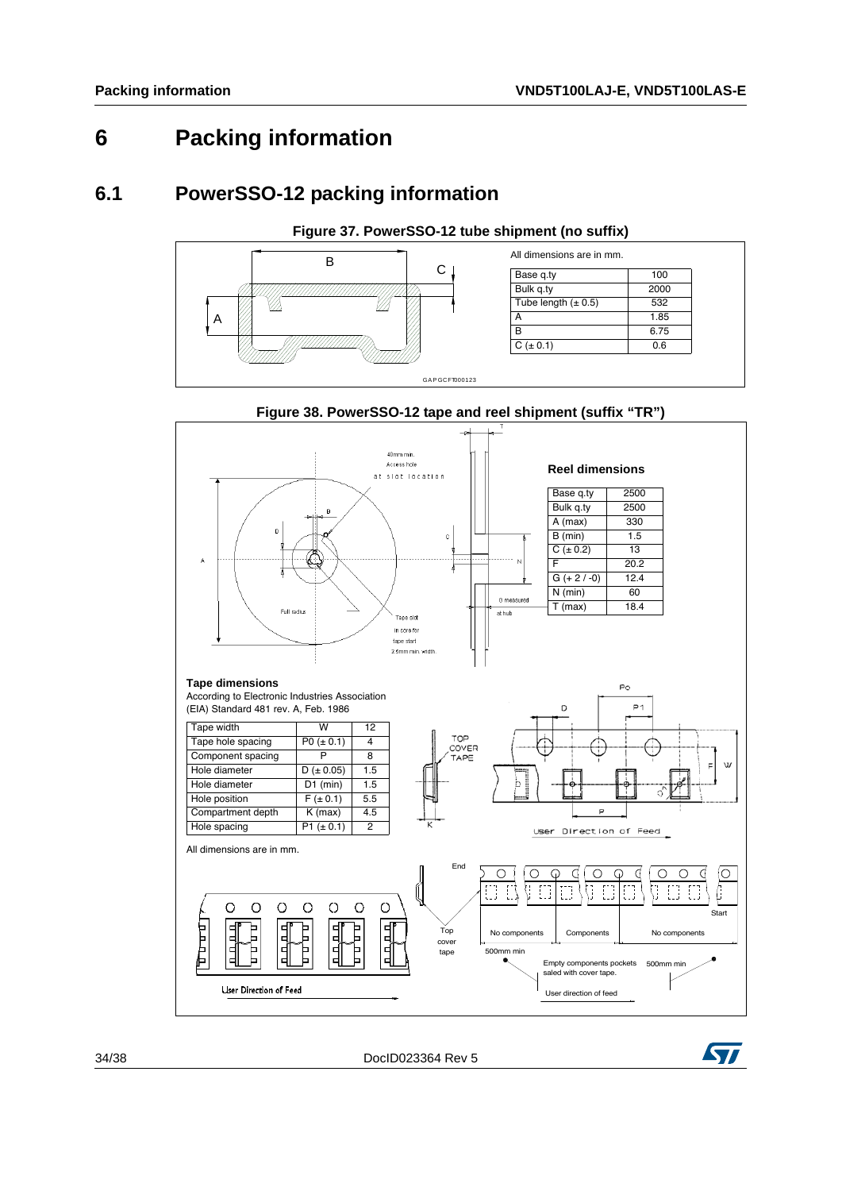# 6 Packing information

## 6.1 PowerSSO-12 packing information

**Figure 37. PowerSSO-12 tube shipment (no suffix)**

All dimensions are in mm.

| | |
|---|---|
| Base q.ty | 100 |
| Bulk q.ty | 2000 |
| Tube length (± 0.5) | 532 |
| A | 1.85 |
| B | 6.75 |
| C (± 0.1) | 0.6 |

**Figure 38. PowerSSO-12 tape and reel shipment (suffix "TR")**

**Reel dimensions**

| | |
|---|---|
| Base q.ty | 2500 |
| Bulk q.ty | 2500 |
| A (max) | 330 |
| B (min) | 1.5 |
| C (± 0.2) | 13 |
| F | 20.2 |
| G (+ 2 / -0) | 12.4 |
| N (min) | 60 |
| T (max) | 18.4 |

**Tape dimensions**

According to Electronic Industries Association (EIA) Standard 481 rev. A, Feb. 1986

| | | |
|---|---|---|
| Tape width | W | 12 |
| Tape hole spacing | P0 (± 0.1) | 4 |
| Component spacing | P | 8 |
| Hole diameter | D (± 0.05) | 1.5 |
| Hole diameter | D1 (min) | 1.5 |
| Hole position | F (± 0.1) | 5.5 |
| Compartment depth | K (max) | 4.5 |
| Hole spacing | P1 (± 0.1) | 2 |

All dimensions are in mm.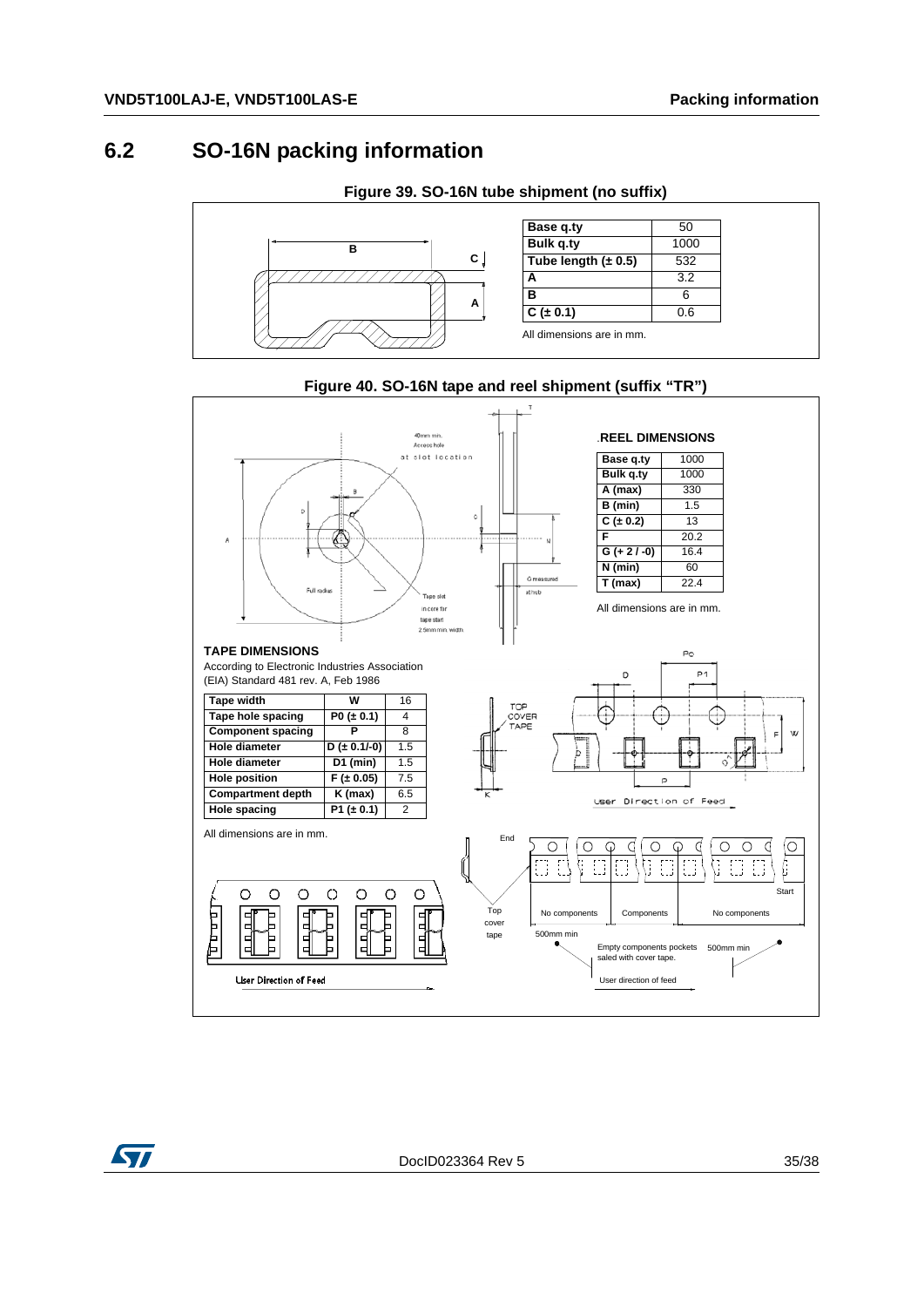## 6.2 SO-16N packing information

**Figure 39. SO-16N tube shipment (no suffix)**

| Base q.ty | 50 |
|---|---|
| Bulk q.ty | 1000 |
| Tube length (± 0.5) | 532 |
| A | 3.2 |
| B | 6 |
| C (± 0.1) | 0.6 |

All dimensions are in mm.

**Figure 40. SO-16N tape and reel shipment (suffix "TR")**

**REEL DIMENSIONS**

| Base q.ty | 1000 |
|---|---|
| Bulk q.ty | 1000 |
| A (max) | 330 |
| B (min) | 1.5 |
| C (± 0.2) | 13 |
| F | 20.2 |
| G (+ 2 / -0) | 16.4 |
| N (min) | 60 |
| T (max) | 22.4 |

All dimensions are in mm.

**TAPE DIMENSIONS**

According to Electronic Industries Association (EIA) Standard 481 rev. A, Feb 1986

| Tape width | W | 16 |
|---|---|---|
| Tape hole spacing | P0 (± 0.1) | 4 |
| Component spacing | P | 8 |
| Hole diameter | D (± 0.1/-0) | 1.5 |
| Hole diameter | D1 (min) | 1.5 |
| Hole position | F (± 0.05) | 7.5 |
| Compartment depth | K (max) | 6.5 |
| Hole spacing | P1 (± 0.1) | 2 |

All dimensions are in mm.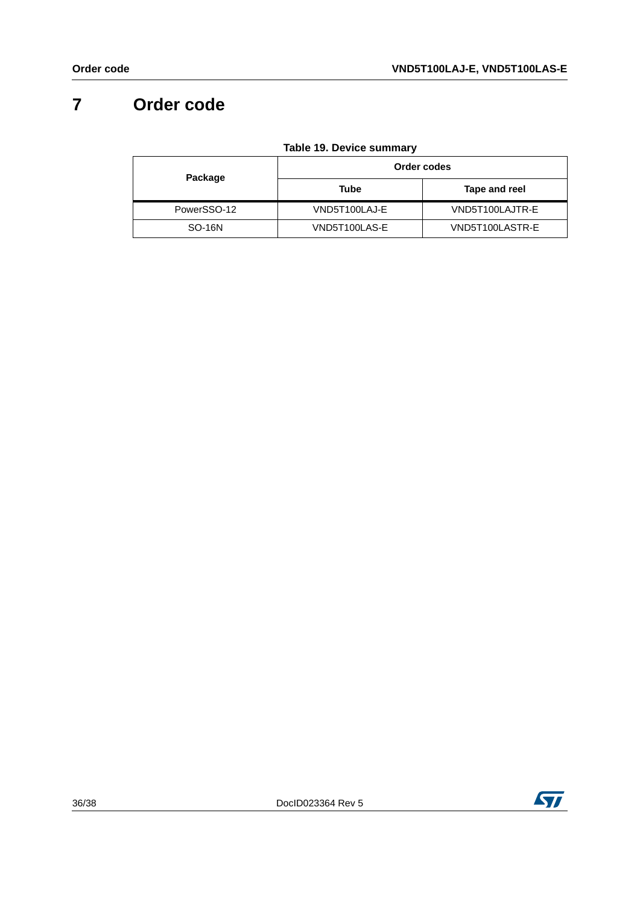# 7 Order code

**Table 19. Device summary**

| Package | Order codes | |
|---|---|---|
| | Tube | Tape and reel |
| PowerSSO-12 | VND5T100LAJ-E | VND5T100LAJTR-E |
| SO-16N | VND5T100LAS-E | VND5T100LASTR-E |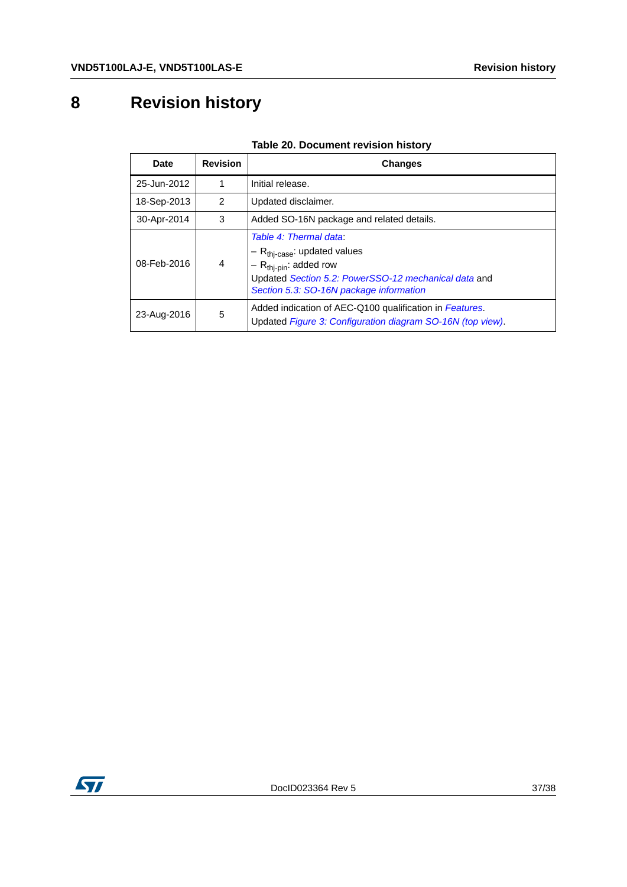# 8 Revision history

**Table 20. Document revision history**

| Date | Revision | Changes |
|---|---|---|
| 25-Jun-2012 | 1 | Initial release. |
| 18-Sep-2013 | 2 | Updated disclaimer. |
| 30-Apr-2014 | 3 | Added SO-16N package and related details. |
| 08-Feb-2016 | 4 | *Table 4: Thermal data*:<br>– $R_{thj\text{-}case}$: updated values<br>– $R_{thj\text{-}pin}$: added row<br>Updated *Section 5.2: PowerSSO-12 mechanical data* and *Section 5.3: SO-16N package information* |
| 23-Aug-2016 | 5 | Added indication of AEC-Q100 qualification in *Features*.<br>Updated *Figure 3: Configuration diagram SO-16N (top view)*. |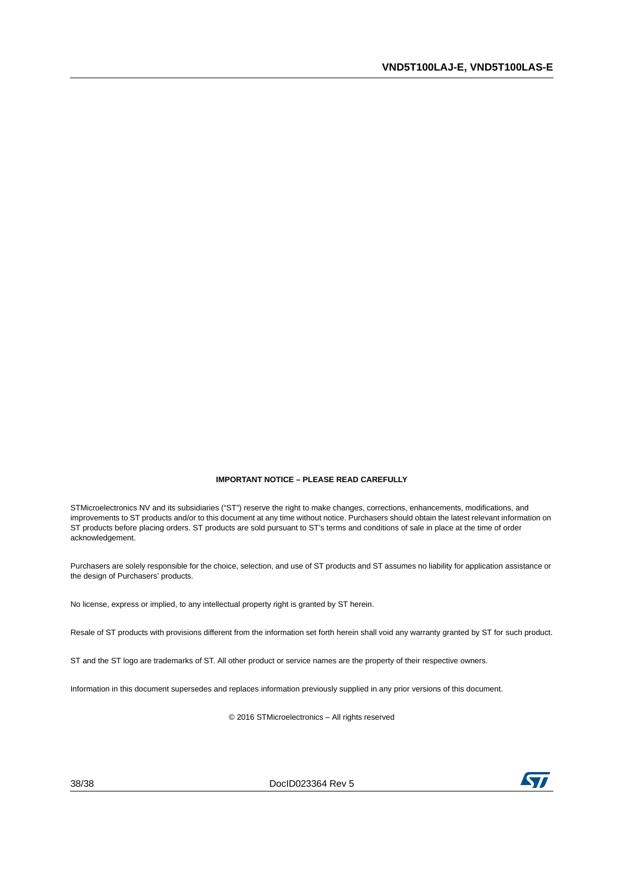**IMPORTANT NOTICE – PLEASE READ CAREFULLY**

STMicroelectronics NV and its subsidiaries ("ST") reserve the right to make changes, corrections, enhancements, modifications, and improvements to ST products and/or to this document at any time without notice. Purchasers should obtain the latest relevant information on ST products before placing orders. ST products are sold pursuant to ST's terms and conditions of sale in place at the time of order acknowledgement.

Purchasers are solely responsible for the choice, selection, and use of ST products and ST assumes no liability for application assistance or the design of Purchasers' products.

No license, express or implied, to any intellectual property right is granted by ST herein.

Resale of ST products with provisions different from the information set forth herein shall void any warranty granted by ST for such product.

ST and the ST logo are trademarks of ST. All other product or service names are the property of their respective owners.

Information in this document supersedes and replaces information previously supplied in any prior versions of this document.

© 2016 STMicroelectronics – All rights reserved